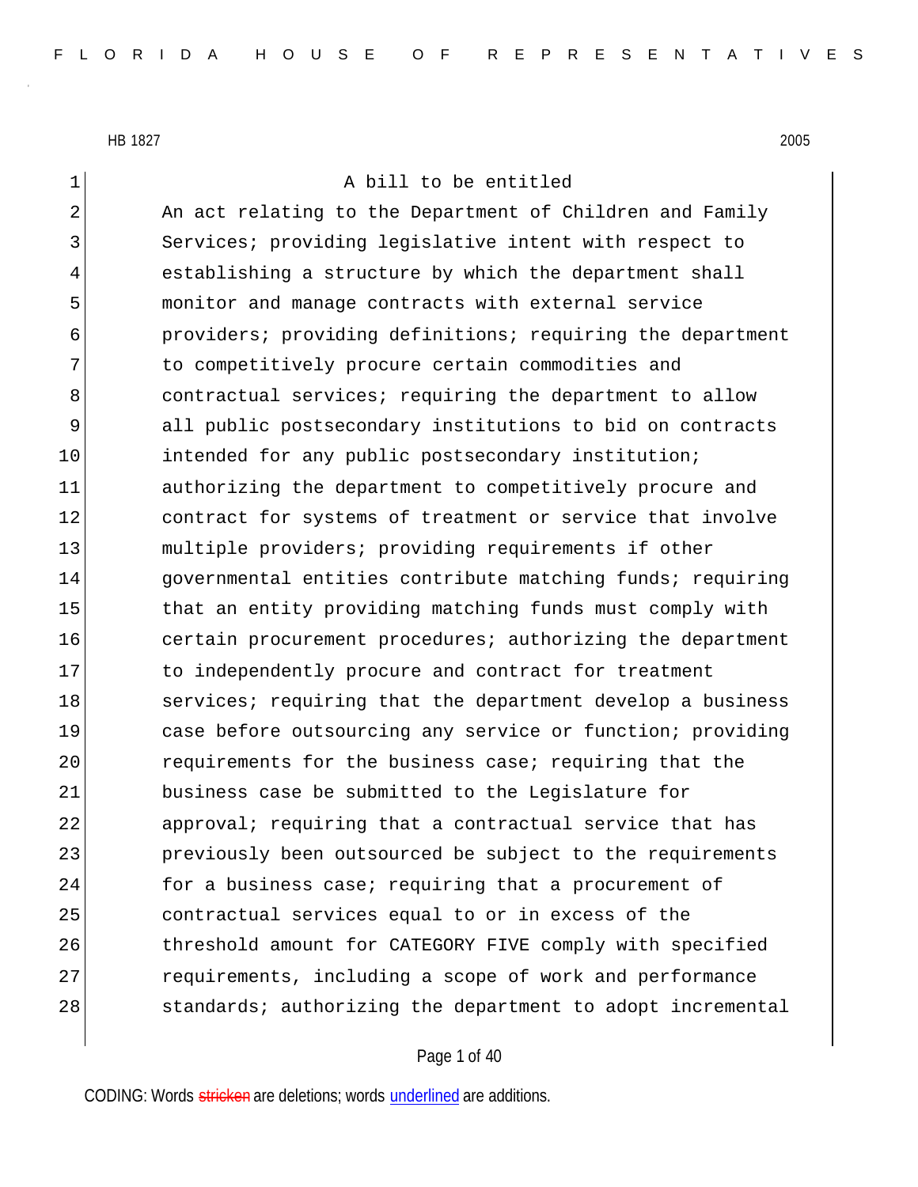A bill to be entitled

An act relating to the Department of Children and Family Services; providing legislative intent with respect to establishing a structure by which the department shall monitor and manage contracts with external service providers; providing definitions; requiring the department to competitively procure certain commodities and contractual services; requiring the department to allow all public postsecondary institutions to bid on contracts intended for any public postsecondary institution; authorizing the department to competitively procure and contract for systems of treatment or service that involve multiple providers; providing requirements if other governmental entities contribute matching funds; requiring that an entity providing matching funds must comply with certain procurement procedures; authorizing the department to independently procure and contract for treatment services; requiring that the department develop a business case before outsourcing any service or function; providing requirements for the business case; requiring that the business case be submitted to the Legislature for approval; requiring that a contractual service that has previously been outsourced be subject to the requirements for a business case; requiring that a procurement of contractual services equal to or in excess of the threshold amount for CATEGORY FIVE comply with specified requirements, including a scope of work and performance standards; authorizing the department to adopt incremental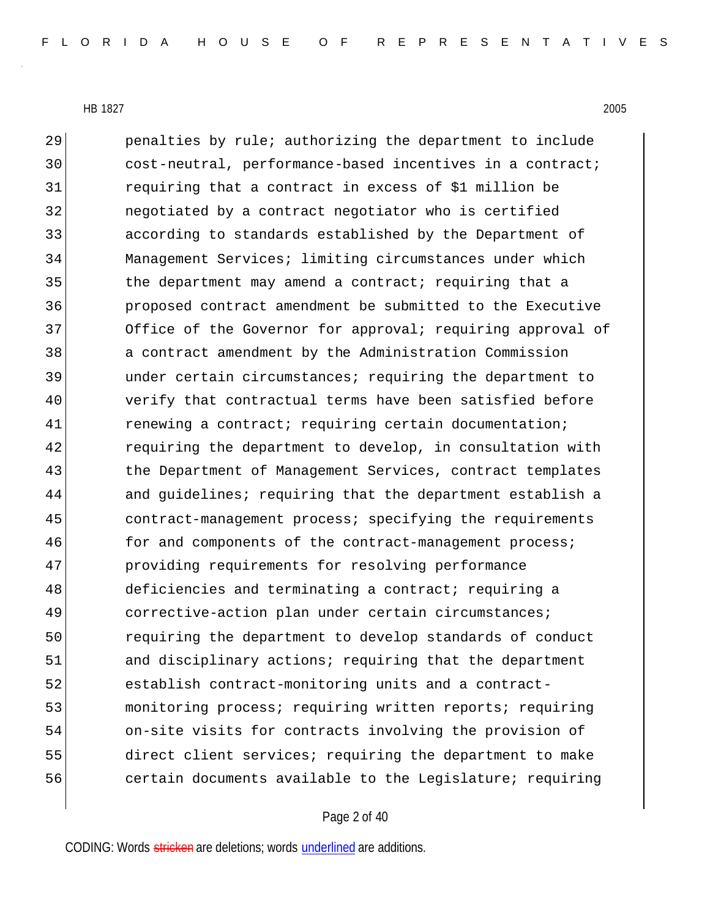penalties by rule; authorizing the department to include cost-neutral, performance-based incentives in a contract; requiring that a contract in excess of $1 million be negotiated by a contract negotiator who is certified according to standards established by the Department of Management Services; limiting circumstances under which the department may amend a contract; requiring that a proposed contract amendment be submitted to the Executive Office of the Governor for approval; requiring approval of a contract amendment by the Administration Commission under certain circumstances; requiring the department to verify that contractual terms have been satisfied before renewing a contract; requiring certain documentation; requiring the department to develop, in consultation with the Department of Management Services, contract templates and guidelines; requiring that the department establish a contract-management process; specifying the requirements for and components of the contract-management process; providing requirements for resolving performance deficiencies and terminating a contract; requiring a corrective-action plan under certain circumstances; requiring the department to develop standards of conduct and disciplinary actions; requiring that the department establish contract-monitoring units and a contract-monitoring process; requiring written reports; requiring on-site visits for contracts involving the provision of direct client services; requiring the department to make certain documents available to the Legislature; requiring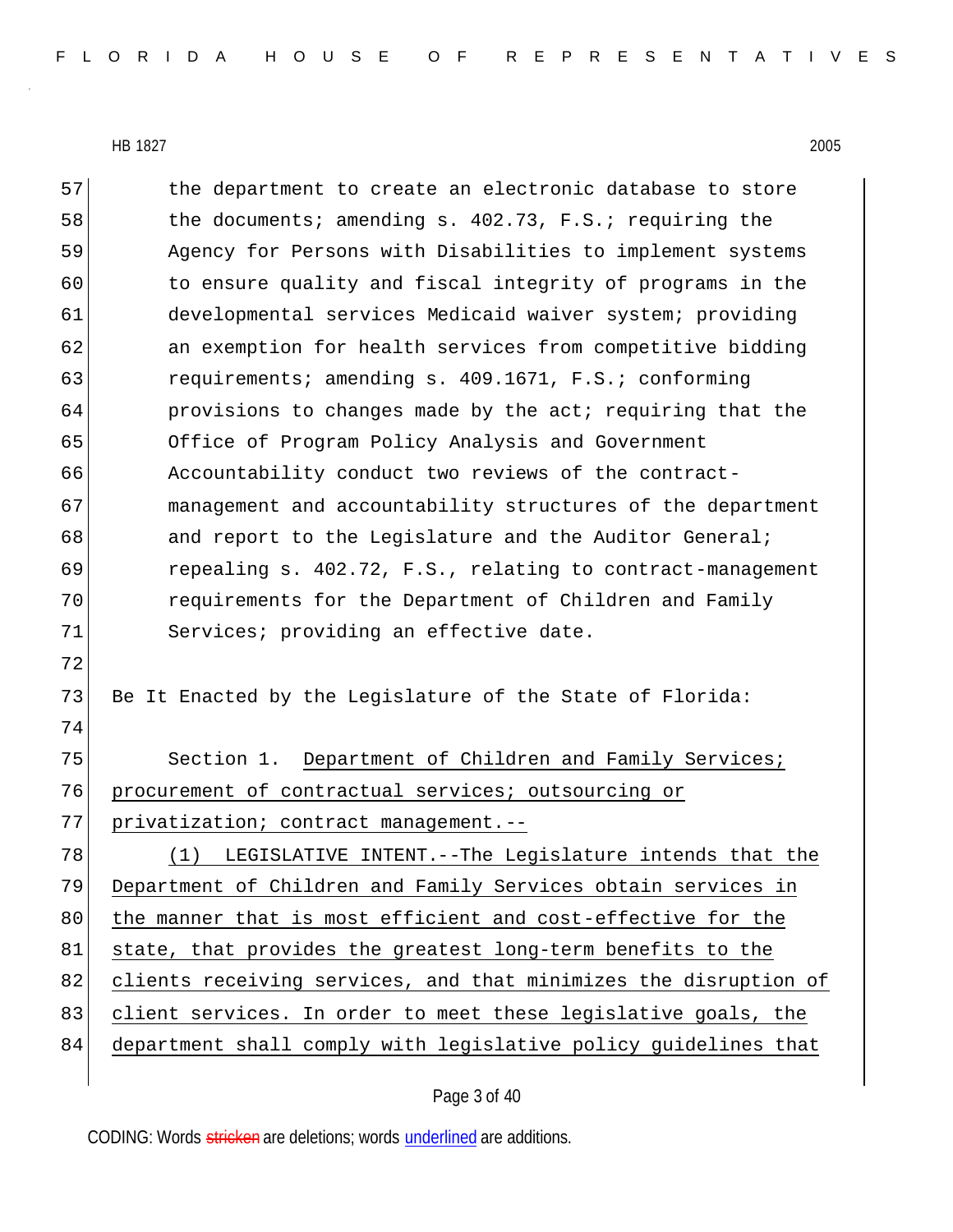the department to create an electronic database to store the documents; amending s. 402.73, F.S.; requiring the Agency for Persons with Disabilities to implement systems to ensure quality and fiscal integrity of programs in the developmental services Medicaid waiver system; providing an exemption for health services from competitive bidding requirements; amending s. 409.1671, F.S.; conforming provisions to changes made by the act; requiring that the Office of Program Policy Analysis and Government Accountability conduct two reviews of the contract-management and accountability structures of the department and report to the Legislature and the Auditor General; repealing s. 402.72, F.S., relating to contract-management requirements for the Department of Children and Family Services; providing an effective date.

Be It Enacted by the Legislature of the State of Florida:

Section 1. Department of Children and Family Services; procurement of contractual services; outsourcing or privatization; contract management.--

(1) LEGISLATIVE INTENT.--The Legislature intends that the Department of Children and Family Services obtain services in the manner that is most efficient and cost-effective for the state, that provides the greatest long-term benefits to the clients receiving services, and that minimizes the disruption of client services. In order to meet these legislative goals, the department shall comply with legislative policy guidelines that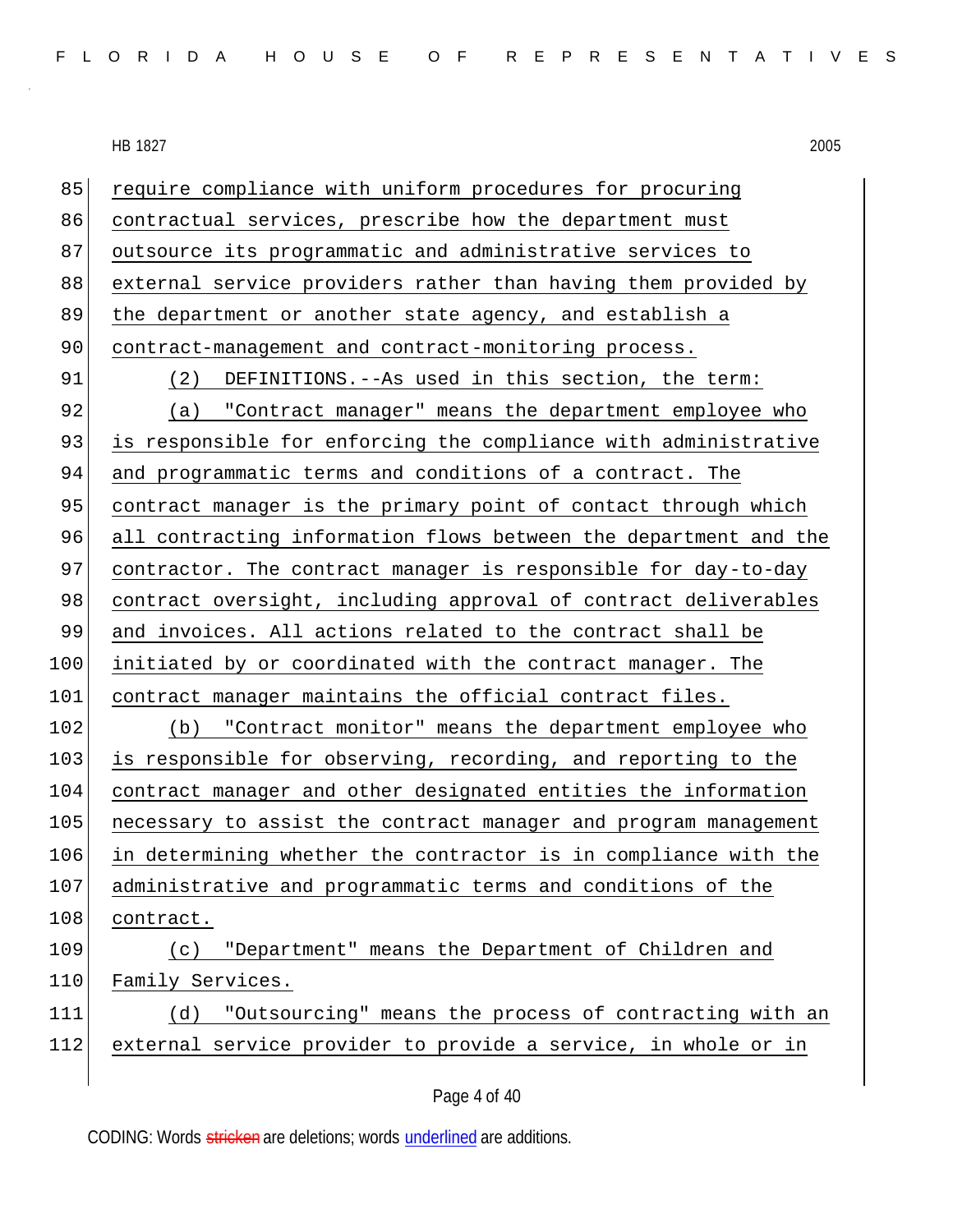require compliance with uniform procedures for procuring contractual services, prescribe how the department must outsource its programmatic and administrative services to external service providers rather than having them provided by the department or another state agency, and establish a contract-management and contract-monitoring process.

(2) DEFINITIONS.--As used in this section, the term:

(a) "Contract manager" means the department employee who is responsible for enforcing the compliance with administrative and programmatic terms and conditions of a contract. The contract manager is the primary point of contact through which all contracting information flows between the department and the contractor. The contract manager is responsible for day-to-day contract oversight, including approval of contract deliverables and invoices. All actions related to the contract shall be initiated by or coordinated with the contract manager. The contract manager maintains the official contract files.

(b) "Contract monitor" means the department employee who is responsible for observing, recording, and reporting to the contract manager and other designated entities the information necessary to assist the contract manager and program management in determining whether the contractor is in compliance with the administrative and programmatic terms and conditions of the contract.

(c) "Department" means the Department of Children and Family Services.

(d) "Outsourcing" means the process of contracting with an external service provider to provide a service, in whole or in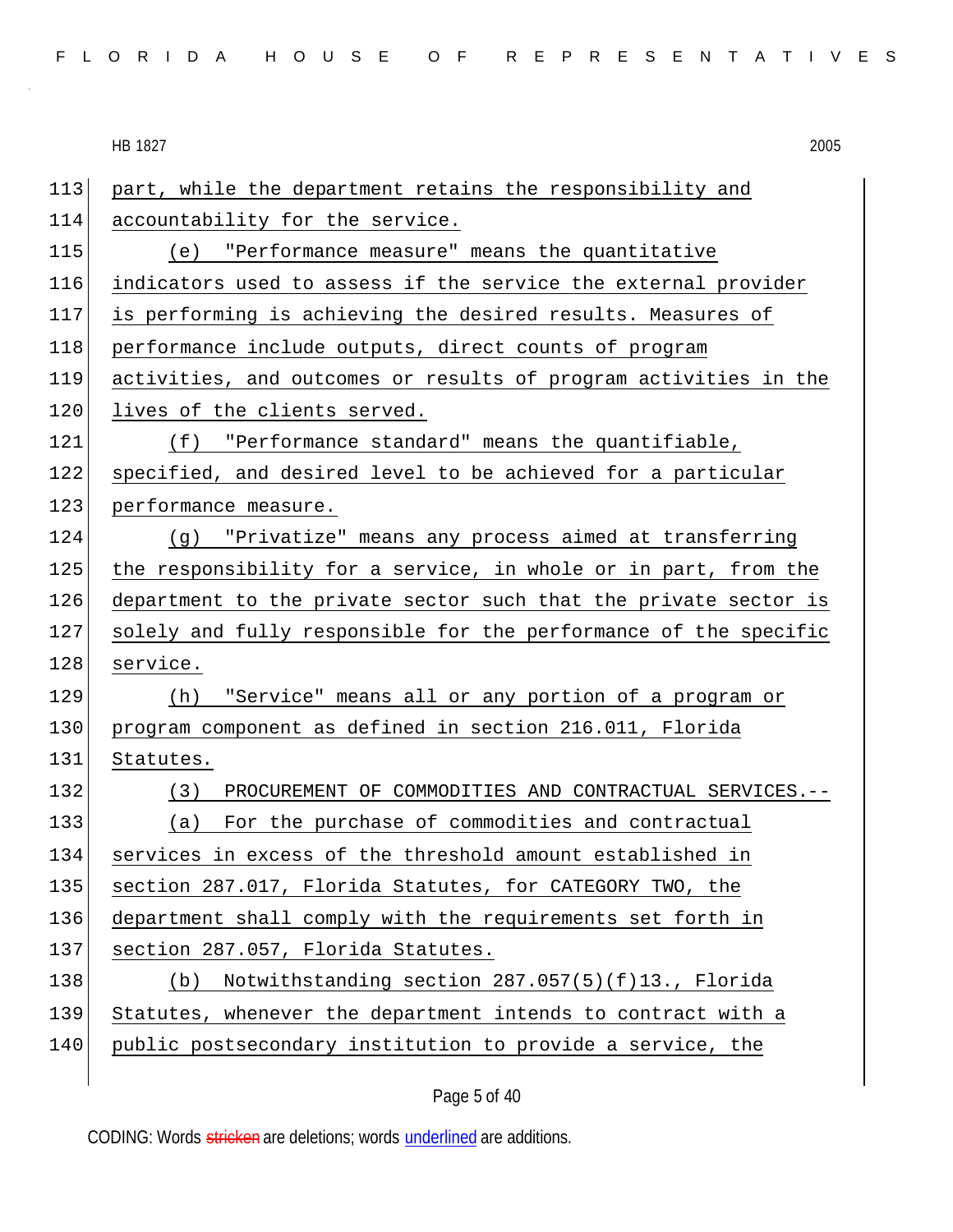part, while the department retains the responsibility and accountability for the service.

(e) "Performance measure" means the quantitative indicators used to assess if the service the external provider is performing is achieving the desired results. Measures of performance include outputs, direct counts of program activities, and outcomes or results of program activities in the lives of the clients served.

(f) "Performance standard" means the quantifiable, specified, and desired level to be achieved for a particular performance measure.

(g) "Privatize" means any process aimed at transferring the responsibility for a service, in whole or in part, from the department to the private sector such that the private sector is solely and fully responsible for the performance of the specific service.

(h) "Service" means all or any portion of a program or program component as defined in section 216.011, Florida Statutes.

(3) PROCUREMENT OF COMMODITIES AND CONTRACTUAL SERVICES.--

(a) For the purchase of commodities and contractual services in excess of the threshold amount established in section 287.017, Florida Statutes, for CATEGORY TWO, the department shall comply with the requirements set forth in section 287.057, Florida Statutes.

(b) Notwithstanding section 287.057(5)(f)13., Florida Statutes, whenever the department intends to contract with a public postsecondary institution to provide a service, the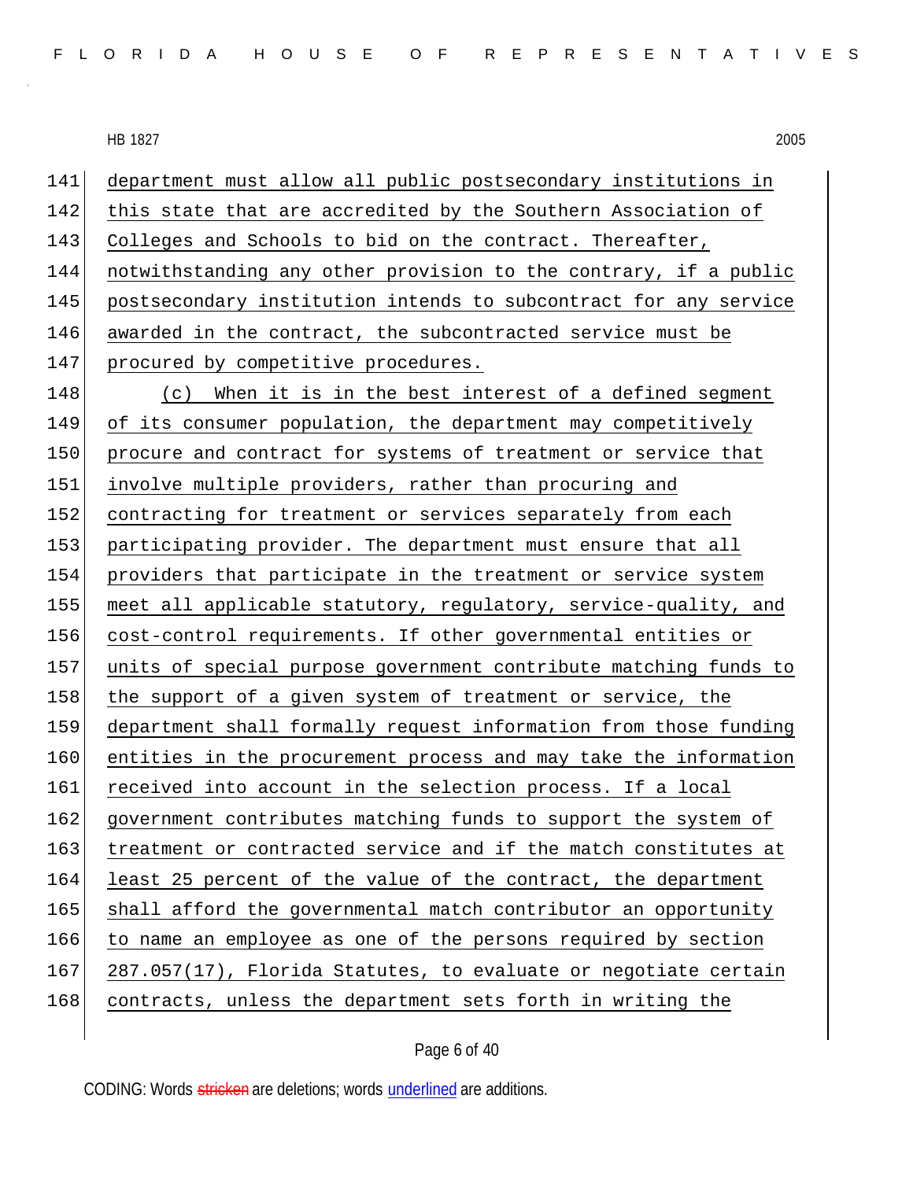department must allow all public postsecondary institutions in this state that are accredited by the Southern Association of Colleges and Schools to bid on the contract. Thereafter, notwithstanding any other provision to the contrary, if a public postsecondary institution intends to subcontract for any service awarded in the contract, the subcontracted service must be procured by competitive procedures.

(c) When it is in the best interest of a defined segment of its consumer population, the department may competitively procure and contract for systems of treatment or service that involve multiple providers, rather than procuring and contracting for treatment or services separately from each participating provider. The department must ensure that all providers that participate in the treatment or service system meet all applicable statutory, regulatory, service-quality, and cost-control requirements. If other governmental entities or units of special purpose government contribute matching funds to the support of a given system of treatment or service, the department shall formally request information from those funding entities in the procurement process and may take the information received into account in the selection process. If a local government contributes matching funds to support the system of treatment or contracted service and if the match constitutes at least 25 percent of the value of the contract, the department shall afford the governmental match contributor an opportunity to name an employee as one of the persons required by section 287.057(17), Florida Statutes, to evaluate or negotiate certain contracts, unless the department sets forth in writing the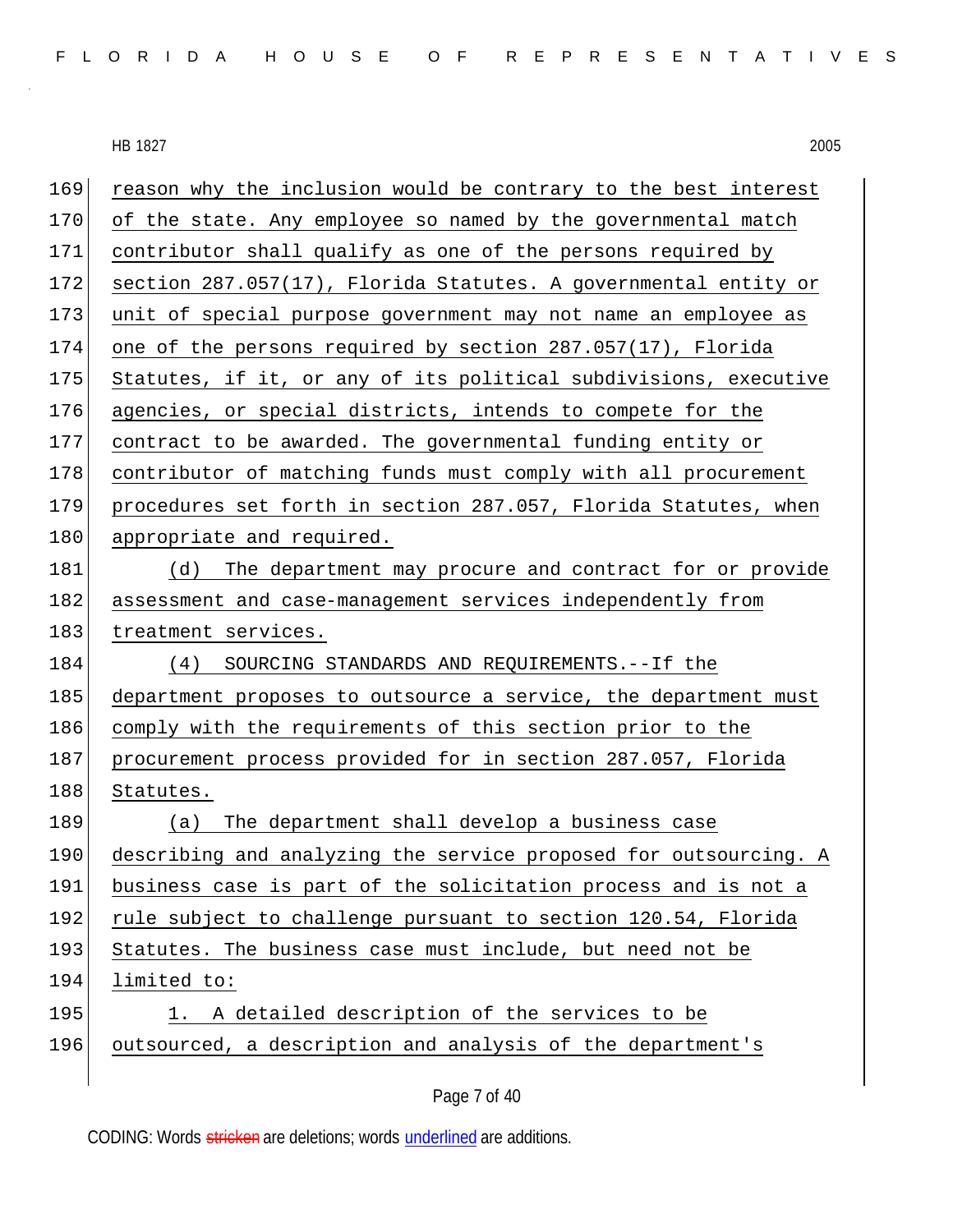reason why the inclusion would be contrary to the best interest of the state. Any employee so named by the governmental match contributor shall qualify as one of the persons required by section 287.057(17), Florida Statutes. A governmental entity or unit of special purpose government may not name an employee as one of the persons required by section 287.057(17), Florida Statutes, if it, or any of its political subdivisions, executive agencies, or special districts, intends to compete for the contract to be awarded. The governmental funding entity or contributor of matching funds must comply with all procurement procedures set forth in section 287.057, Florida Statutes, when appropriate and required.

(d) The department may procure and contract for or provide assessment and case-management services independently from treatment services.

(4) SOURCING STANDARDS AND REQUIREMENTS.--If the department proposes to outsource a service, the department must comply with the requirements of this section prior to the procurement process provided for in section 287.057, Florida Statutes.

(a) The department shall develop a business case describing and analyzing the service proposed for outsourcing. A business case is part of the solicitation process and is not a rule subject to challenge pursuant to section 120.54, Florida Statutes. The business case must include, but need not be limited to:

1. A detailed description of the services to be outsourced, a description and analysis of the department's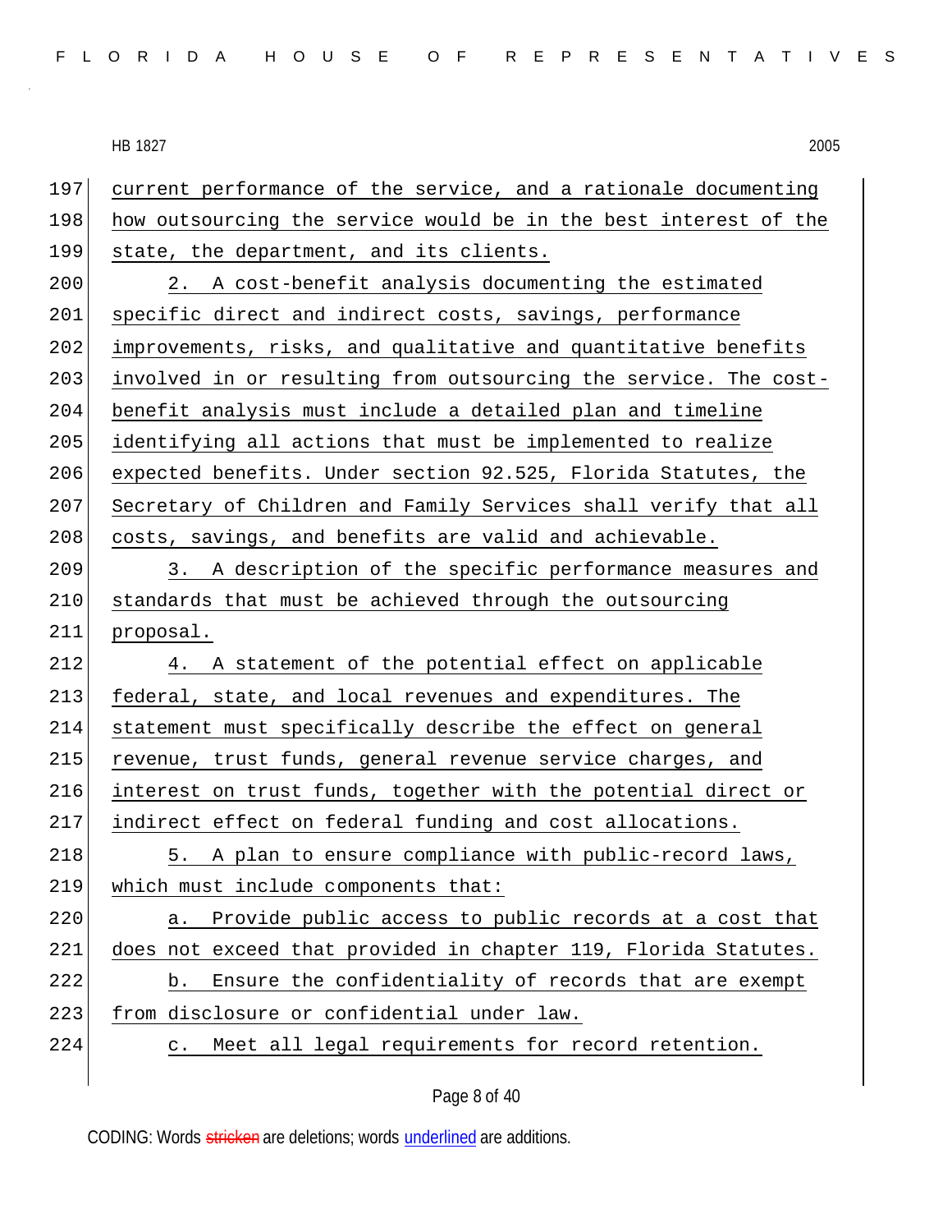current performance of the service, and a rationale documenting how outsourcing the service would be in the best interest of the state, the department, and its clients.

2. A cost-benefit analysis documenting the estimated specific direct and indirect costs, savings, performance improvements, risks, and qualitative and quantitative benefits involved in or resulting from outsourcing the service. The cost-benefit analysis must include a detailed plan and timeline identifying all actions that must be implemented to realize expected benefits. Under section 92.525, Florida Statutes, the Secretary of Children and Family Services shall verify that all costs, savings, and benefits are valid and achievable.

3. A description of the specific performance measures and standards that must be achieved through the outsourcing proposal.

4. A statement of the potential effect on applicable federal, state, and local revenues and expenditures. The statement must specifically describe the effect on general revenue, trust funds, general revenue service charges, and interest on trust funds, together with the potential direct or indirect effect on federal funding and cost allocations.

5. A plan to ensure compliance with public-record laws, which must include components that:

a. Provide public access to public records at a cost that does not exceed that provided in chapter 119, Florida Statutes.

b. Ensure the confidentiality of records that are exempt from disclosure or confidential under law.

c. Meet all legal requirements for record retention.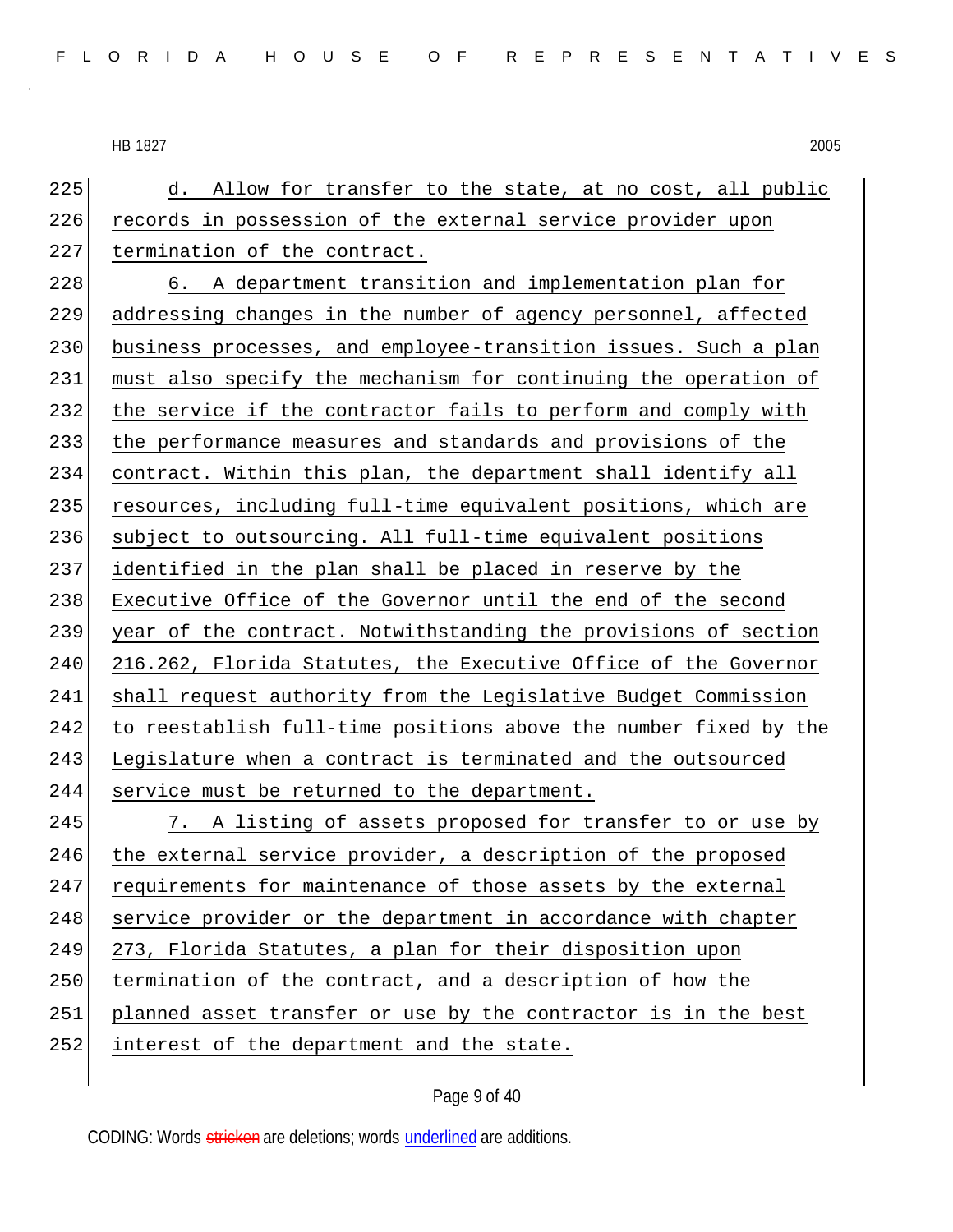d. Allow for transfer to the state, at no cost, all public records in possession of the external service provider upon termination of the contract.

6. A department transition and implementation plan for addressing changes in the number of agency personnel, affected business processes, and employee-transition issues. Such a plan must also specify the mechanism for continuing the operation of the service if the contractor fails to perform and comply with the performance measures and standards and provisions of the contract. Within this plan, the department shall identify all resources, including full-time equivalent positions, which are subject to outsourcing. All full-time equivalent positions identified in the plan shall be placed in reserve by the Executive Office of the Governor until the end of the second year of the contract. Notwithstanding the provisions of section 216.262, Florida Statutes, the Executive Office of the Governor shall request authority from the Legislative Budget Commission to reestablish full-time positions above the number fixed by the Legislature when a contract is terminated and the outsourced service must be returned to the department.

7. A listing of assets proposed for transfer to or use by the external service provider, a description of the proposed requirements for maintenance of those assets by the external service provider or the department in accordance with chapter 273, Florida Statutes, a plan for their disposition upon termination of the contract, and a description of how the planned asset transfer or use by the contractor is in the best interest of the department and the state.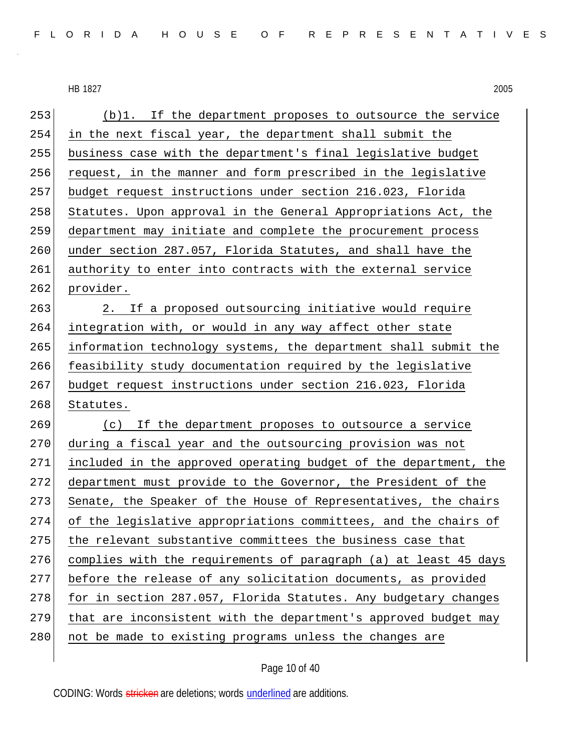(b)1. If the department proposes to outsource the service in the next fiscal year, the department shall submit the business case with the department's final legislative budget request, in the manner and form prescribed in the legislative budget request instructions under section 216.023, Florida Statutes. Upon approval in the General Appropriations Act, the department may initiate and complete the procurement process under section 287.057, Florida Statutes, and shall have the authority to enter into contracts with the external service provider.

2. If a proposed outsourcing initiative would require integration with, or would in any way affect other state information technology systems, the department shall submit the feasibility study documentation required by the legislative budget request instructions under section 216.023, Florida Statutes.

(c) If the department proposes to outsource a service during a fiscal year and the outsourcing provision was not included in the approved operating budget of the department, the department must provide to the Governor, the President of the Senate, the Speaker of the House of Representatives, the chairs of the legislative appropriations committees, and the chairs of the relevant substantive committees the business case that complies with the requirements of paragraph (a) at least 45 days before the release of any solicitation documents, as provided for in section 287.057, Florida Statutes. Any budgetary changes that are inconsistent with the department's approved budget may not be made to existing programs unless the changes are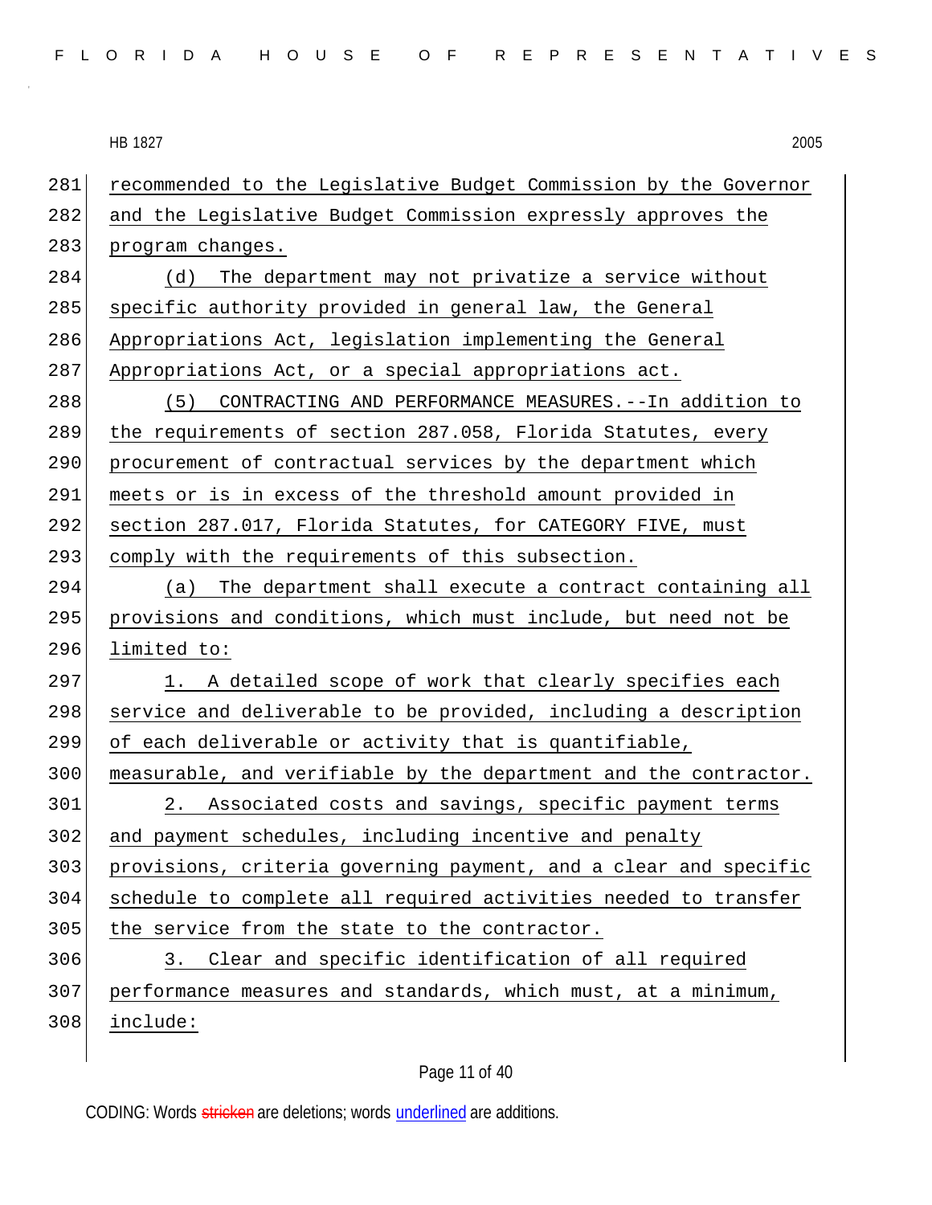recommended to the Legislative Budget Commission by the Governor and the Legislative Budget Commission expressly approves the program changes.

(d) The department may not privatize a service without specific authority provided in general law, the General Appropriations Act, legislation implementing the General Appropriations Act, or a special appropriations act.

(5) CONTRACTING AND PERFORMANCE MEASURES.--In addition to the requirements of section 287.058, Florida Statutes, every procurement of contractual services by the department which meets or is in excess of the threshold amount provided in section 287.017, Florida Statutes, for CATEGORY FIVE, must comply with the requirements of this subsection.

(a) The department shall execute a contract containing all provisions and conditions, which must include, but need not be limited to:

1. A detailed scope of work that clearly specifies each service and deliverable to be provided, including a description of each deliverable or activity that is quantifiable, measurable, and verifiable by the department and the contractor.

2. Associated costs and savings, specific payment terms and payment schedules, including incentive and penalty provisions, criteria governing payment, and a clear and specific schedule to complete all required activities needed to transfer the service from the state to the contractor.

3. Clear and specific identification of all required performance measures and standards, which must, at a minimum, include: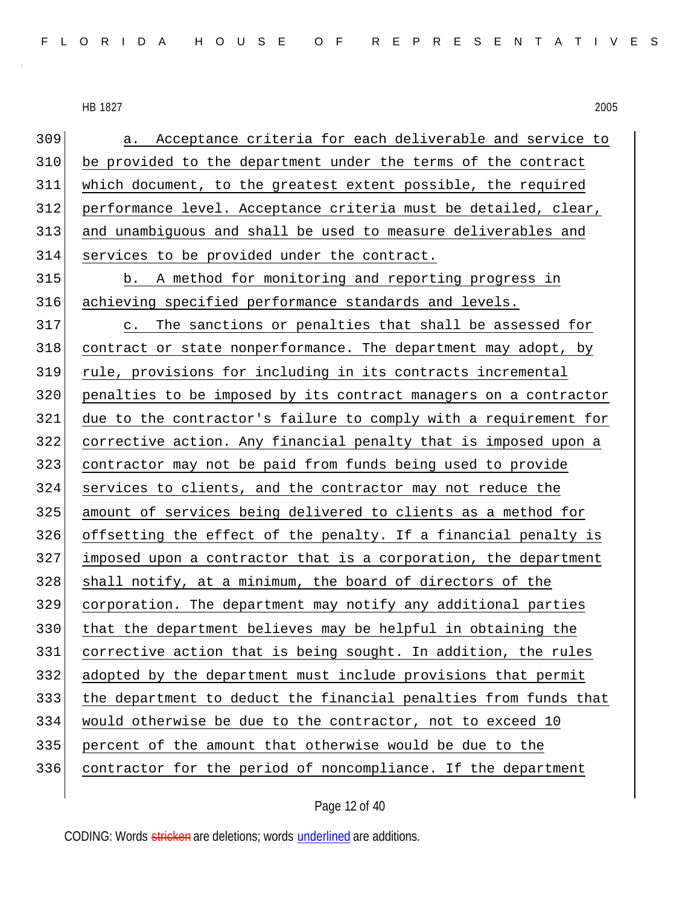a. Acceptance criteria for each deliverable and service to be provided to the department under the terms of the contract which document, to the greatest extent possible, the required performance level. Acceptance criteria must be detailed, clear, and unambiguous and shall be used to measure deliverables and services to be provided under the contract.

b. A method for monitoring and reporting progress in achieving specified performance standards and levels.

c. The sanctions or penalties that shall be assessed for contract or state nonperformance. The department may adopt, by rule, provisions for including in its contracts incremental penalties to be imposed by its contract managers on a contractor due to the contractor's failure to comply with a requirement for corrective action. Any financial penalty that is imposed upon a contractor may not be paid from funds being used to provide services to clients, and the contractor may not reduce the amount of services being delivered to clients as a method for offsetting the effect of the penalty. If a financial penalty is imposed upon a contractor that is a corporation, the department shall notify, at a minimum, the board of directors of the corporation. The department may notify any additional parties that the department believes may be helpful in obtaining the corrective action that is being sought. In addition, the rules adopted by the department must include provisions that permit the department to deduct the financial penalties from funds that would otherwise be due to the contractor, not to exceed 10 percent of the amount that otherwise would be due to the contractor for the period of noncompliance. If the department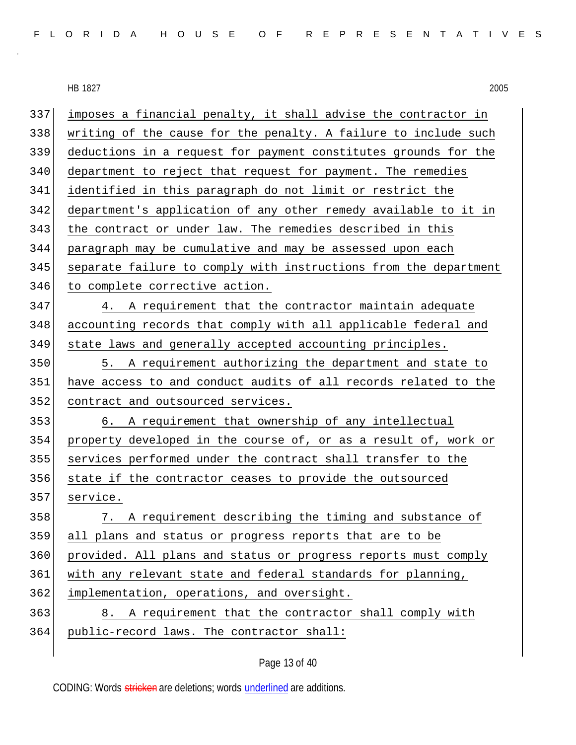imposes a financial penalty, it shall advise the contractor in writing of the cause for the penalty. A failure to include such deductions in a request for payment constitutes grounds for the department to reject that request for payment. The remedies identified in this paragraph do not limit or restrict the department's application of any other remedy available to it in the contract or under law. The remedies described in this paragraph may be cumulative and may be assessed upon each separate failure to comply with instructions from the department to complete corrective action.

4. A requirement that the contractor maintain adequate accounting records that comply with all applicable federal and state laws and generally accepted accounting principles.

5. A requirement authorizing the department and state to have access to and conduct audits of all records related to the contract and outsourced services.

6. A requirement that ownership of any intellectual property developed in the course of, or as a result of, work or services performed under the contract shall transfer to the state if the contractor ceases to provide the outsourced service.

7. A requirement describing the timing and substance of all plans and status or progress reports that are to be provided. All plans and status or progress reports must comply with any relevant state and federal standards for planning, implementation, operations, and oversight.

8. A requirement that the contractor shall comply with public-record laws. The contractor shall: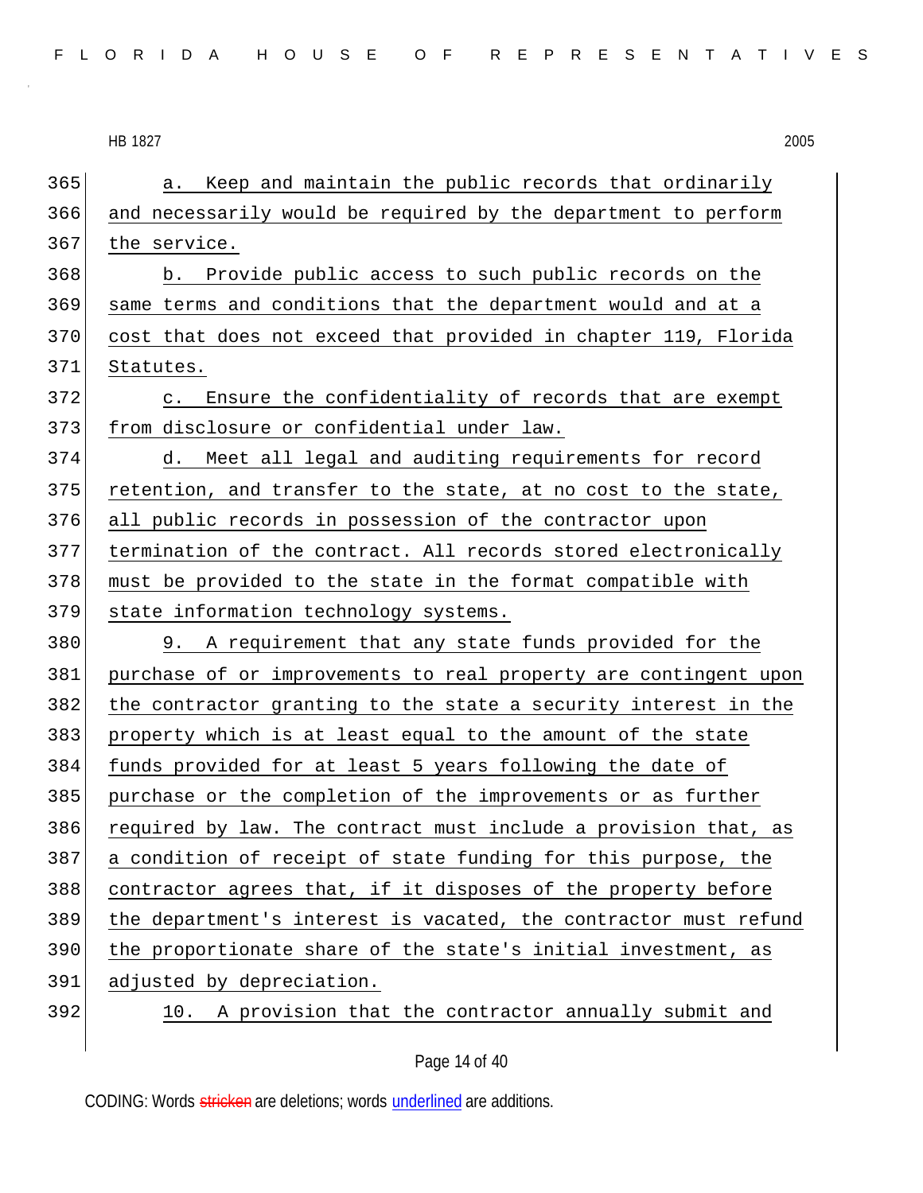a. Keep and maintain the public records that ordinarily and necessarily would be required by the department to perform the service.

b. Provide public access to such public records on the same terms and conditions that the department would and at a cost that does not exceed that provided in chapter 119, Florida Statutes.

c. Ensure the confidentiality of records that are exempt from disclosure or confidential under law.

d. Meet all legal and auditing requirements for record retention, and transfer to the state, at no cost to the state, all public records in possession of the contractor upon termination of the contract. All records stored electronically must be provided to the state in the format compatible with state information technology systems.

9. A requirement that any state funds provided for the purchase of or improvements to real property are contingent upon the contractor granting to the state a security interest in the property which is at least equal to the amount of the state funds provided for at least 5 years following the date of purchase or the completion of the improvements or as further required by law. The contract must include a provision that, as a condition of receipt of state funding for this purpose, the contractor agrees that, if it disposes of the property before the department's interest is vacated, the contractor must refund the proportionate share of the state's initial investment, as adjusted by depreciation.

10. A provision that the contractor annually submit and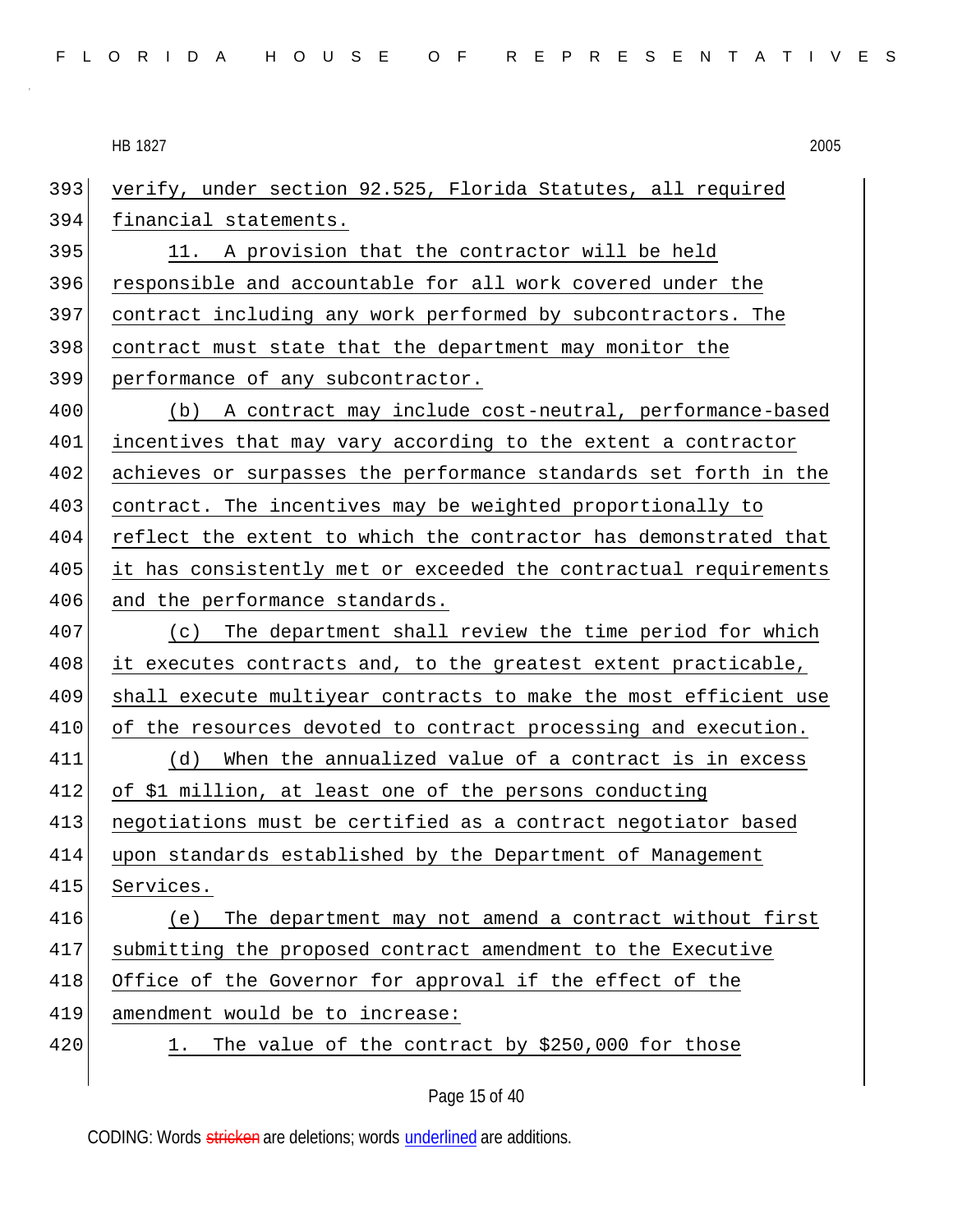verify, under section 92.525, Florida Statutes, all required financial statements.

11. A provision that the contractor will be held responsible and accountable for all work covered under the contract including any work performed by subcontractors. The contract must state that the department may monitor the performance of any subcontractor.

(b) A contract may include cost-neutral, performance-based incentives that may vary according to the extent a contractor achieves or surpasses the performance standards set forth in the contract. The incentives may be weighted proportionally to reflect the extent to which the contractor has demonstrated that it has consistently met or exceeded the contractual requirements and the performance standards.

(c) The department shall review the time period for which it executes contracts and, to the greatest extent practicable, shall execute multiyear contracts to make the most efficient use of the resources devoted to contract processing and execution.

(d) When the annualized value of a contract is in excess of $1 million, at least one of the persons conducting negotiations must be certified as a contract negotiator based upon standards established by the Department of Management Services.

(e) The department may not amend a contract without first submitting the proposed contract amendment to the Executive Office of the Governor for approval if the effect of the amendment would be to increase:

1. The value of the contract by $250,000 for those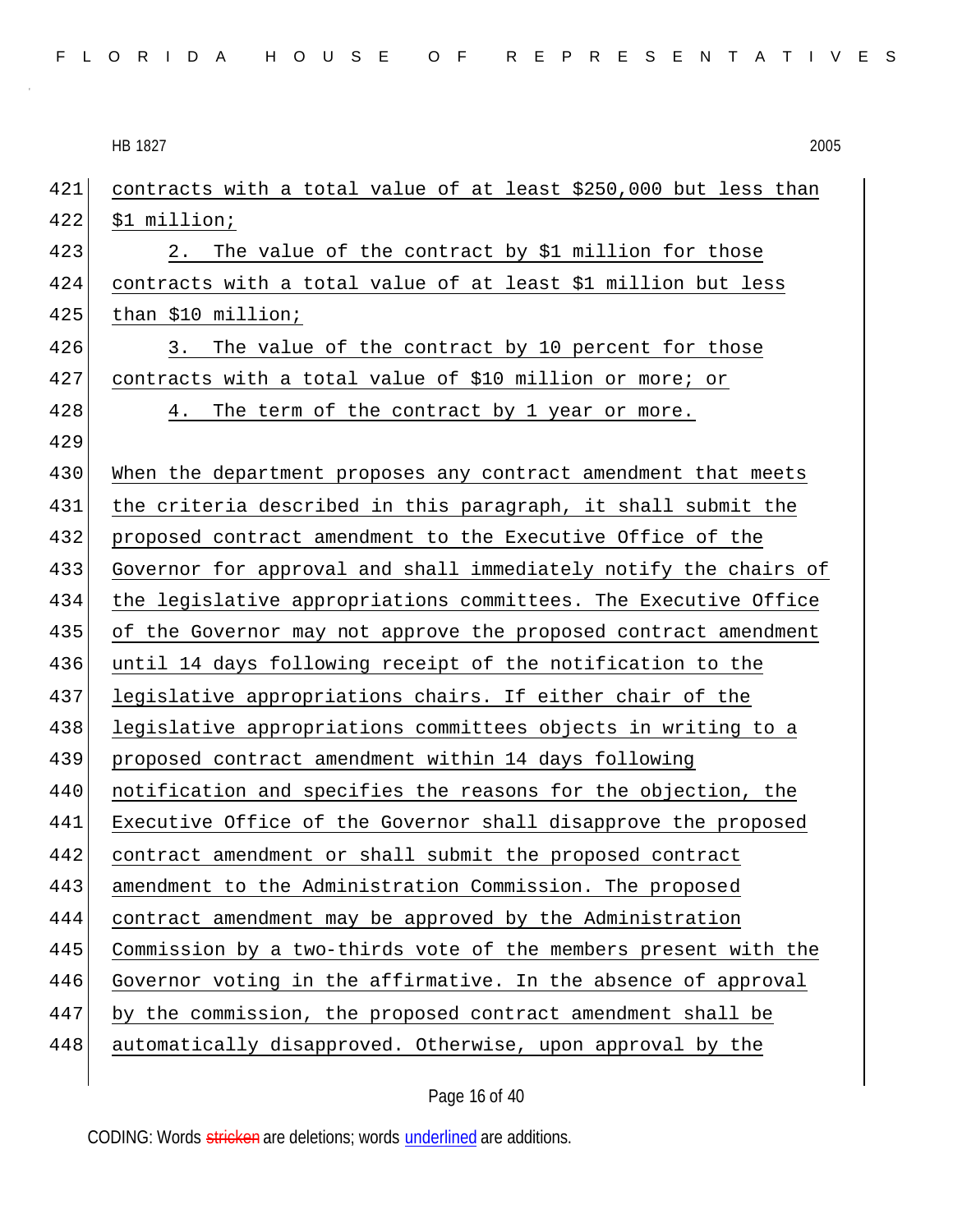contracts with a total value of at least $250,000 but less than $1 million;

2. The value of the contract by $1 million for those contracts with a total value of at least $1 million but less than $10 million;

3. The value of the contract by 10 percent for those contracts with a total value of $10 million or more; or

4. The term of the contract by 1 year or more.

When the department proposes any contract amendment that meets the criteria described in this paragraph, it shall submit the proposed contract amendment to the Executive Office of the Governor for approval and shall immediately notify the chairs of the legislative appropriations committees. The Executive Office of the Governor may not approve the proposed contract amendment until 14 days following receipt of the notification to the legislative appropriations chairs. If either chair of the legislative appropriations committees objects in writing to a proposed contract amendment within 14 days following notification and specifies the reasons for the objection, the Executive Office of the Governor shall disapprove the proposed contract amendment or shall submit the proposed contract amendment to the Administration Commission. The proposed contract amendment may be approved by the Administration Commission by a two-thirds vote of the members present with the Governor voting in the affirmative. In the absence of approval by the commission, the proposed contract amendment shall be automatically disapproved. Otherwise, upon approval by the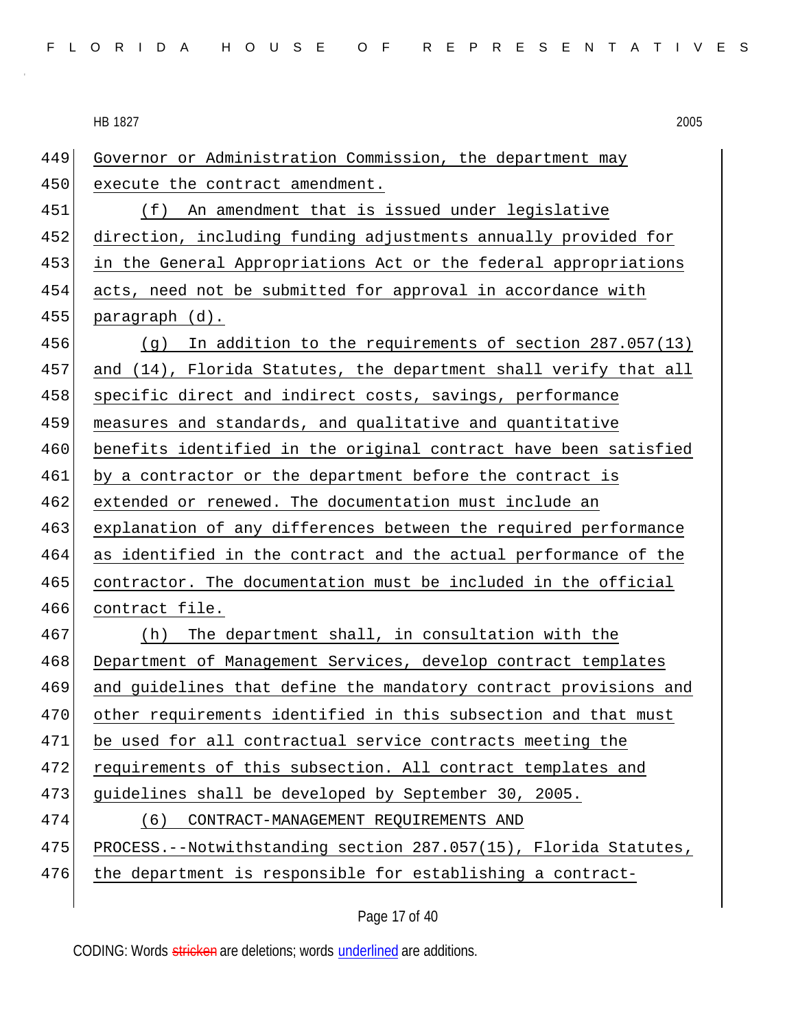Governor or Administration Commission, the department may execute the contract amendment.

(f) An amendment that is issued under legislative direction, including funding adjustments annually provided for in the General Appropriations Act or the federal appropriations acts, need not be submitted for approval in accordance with paragraph (d).

(g) In addition to the requirements of section 287.057(13) and (14), Florida Statutes, the department shall verify that all specific direct and indirect costs, savings, performance measures and standards, and qualitative and quantitative benefits identified in the original contract have been satisfied by a contractor or the department before the contract is extended or renewed. The documentation must include an explanation of any differences between the required performance as identified in the contract and the actual performance of the contractor. The documentation must be included in the official contract file.

(h) The department shall, in consultation with the Department of Management Services, develop contract templates and guidelines that define the mandatory contract provisions and other requirements identified in this subsection and that must be used for all contractual service contracts meeting the requirements of this subsection. All contract templates and guidelines shall be developed by September 30, 2005.

(6) CONTRACT-MANAGEMENT REQUIREMENTS AND PROCESS.--Notwithstanding section 287.057(15), Florida Statutes, the department is responsible for establishing a contract-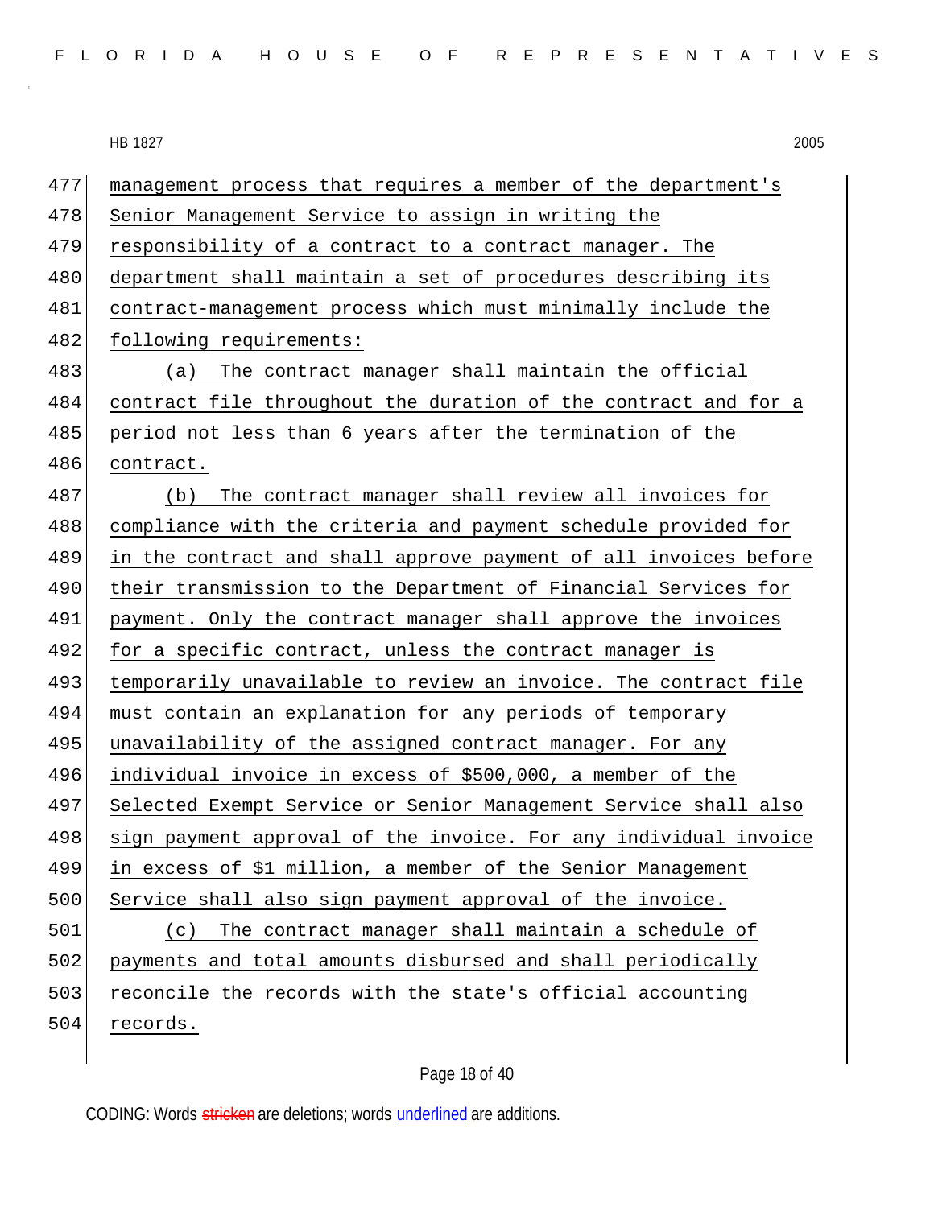management process that requires a member of the department's Senior Management Service to assign in writing the responsibility of a contract to a contract manager. The department shall maintain a set of procedures describing its contract-management process which must minimally include the following requirements:

(a) The contract manager shall maintain the official contract file throughout the duration of the contract and for a period not less than 6 years after the termination of the contract.

(b) The contract manager shall review all invoices for compliance with the criteria and payment schedule provided for in the contract and shall approve payment of all invoices before their transmission to the Department of Financial Services for payment. Only the contract manager shall approve the invoices for a specific contract, unless the contract manager is temporarily unavailable to review an invoice. The contract file must contain an explanation for any periods of temporary unavailability of the assigned contract manager. For any individual invoice in excess of $500,000, a member of the Selected Exempt Service or Senior Management Service shall also sign payment approval of the invoice. For any individual invoice in excess of $1 million, a member of the Senior Management Service shall also sign payment approval of the invoice.

(c) The contract manager shall maintain a schedule of payments and total amounts disbursed and shall periodically reconcile the records with the state's official accounting records.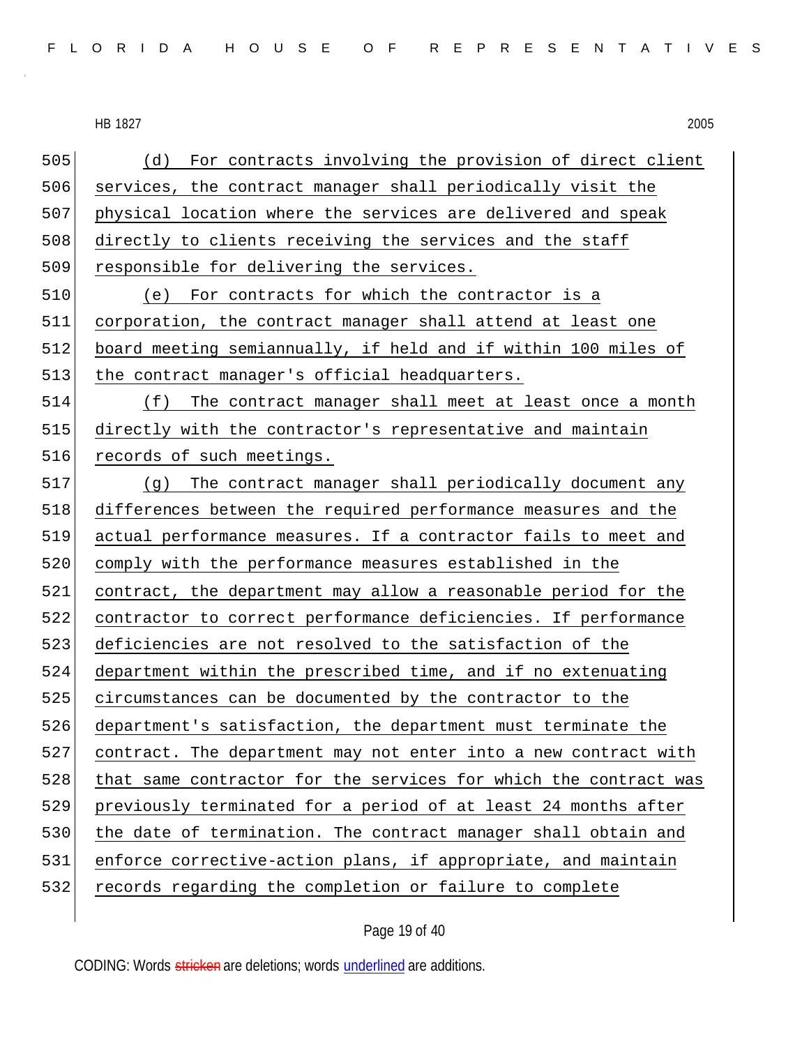(d) For contracts involving the provision of direct client services, the contract manager shall periodically visit the physical location where the services are delivered and speak directly to clients receiving the services and the staff responsible for delivering the services.

(e) For contracts for which the contractor is a corporation, the contract manager shall attend at least one board meeting semiannually, if held and if within 100 miles of the contract manager's official headquarters.

(f) The contract manager shall meet at least once a month directly with the contractor's representative and maintain records of such meetings.

(g) The contract manager shall periodically document any differences between the required performance measures and the actual performance measures. If a contractor fails to meet and comply with the performance measures established in the contract, the department may allow a reasonable period for the contractor to correct performance deficiencies. If performance deficiencies are not resolved to the satisfaction of the department within the prescribed time, and if no extenuating circumstances can be documented by the contractor to the department's satisfaction, the department must terminate the contract. The department may not enter into a new contract with that same contractor for the services for which the contract was previously terminated for a period of at least 24 months after the date of termination. The contract manager shall obtain and enforce corrective-action plans, if appropriate, and maintain records regarding the completion or failure to complete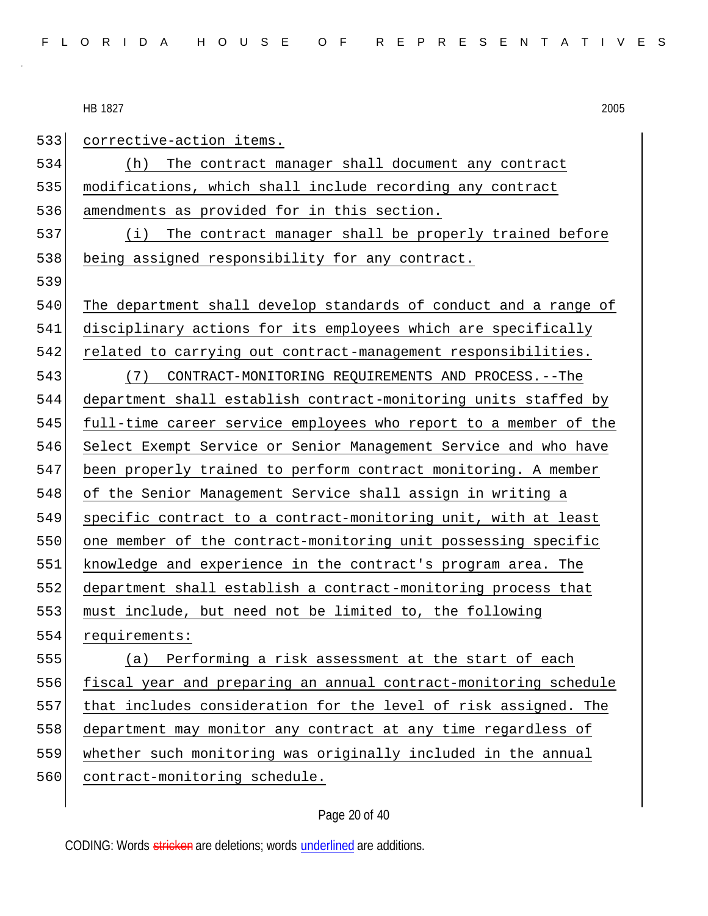corrective-action items.

(h) The contract manager shall document any contract modifications, which shall include recording any contract amendments as provided for in this section.

(i) The contract manager shall be properly trained before being assigned responsibility for any contract.

The department shall develop standards of conduct and a range of disciplinary actions for its employees which are specifically related to carrying out contract-management responsibilities.

(7) CONTRACT-MONITORING REQUIREMENTS AND PROCESS.--The department shall establish contract-monitoring units staffed by full-time career service employees who report to a member of the Select Exempt Service or Senior Management Service and who have been properly trained to perform contract monitoring. A member of the Senior Management Service shall assign in writing a specific contract to a contract-monitoring unit, with at least one member of the contract-monitoring unit possessing specific knowledge and experience in the contract's program area. The department shall establish a contract-monitoring process that must include, but need not be limited to, the following requirements:

(a) Performing a risk assessment at the start of each fiscal year and preparing an annual contract-monitoring schedule that includes consideration for the level of risk assigned. The department may monitor any contract at any time regardless of whether such monitoring was originally included in the annual contract-monitoring schedule.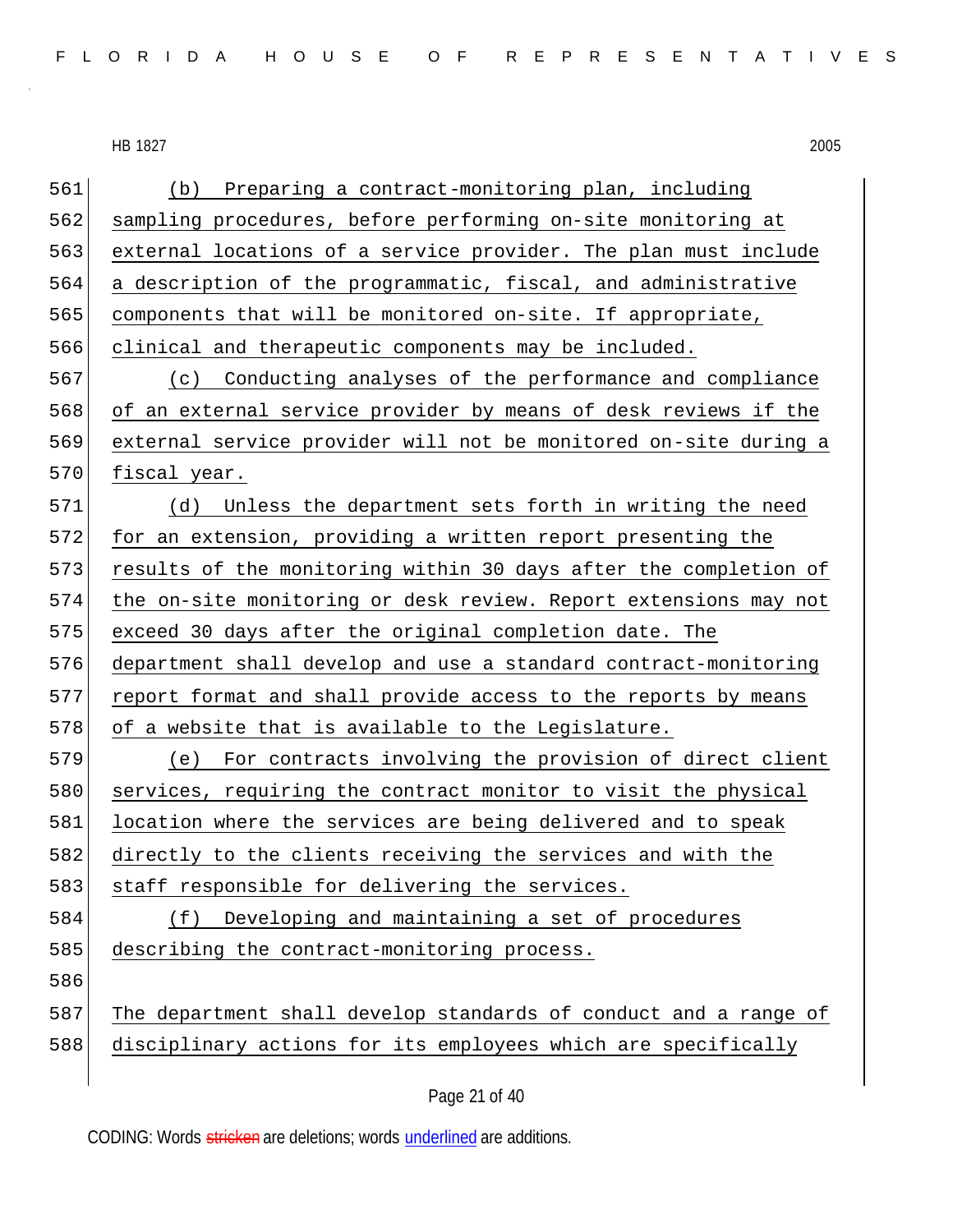(b) Preparing a contract-monitoring plan, including sampling procedures, before performing on-site monitoring at external locations of a service provider. The plan must include a description of the programmatic, fiscal, and administrative components that will be monitored on-site. If appropriate, clinical and therapeutic components may be included.

(c) Conducting analyses of the performance and compliance of an external service provider by means of desk reviews if the external service provider will not be monitored on-site during a fiscal year.

(d) Unless the department sets forth in writing the need for an extension, providing a written report presenting the results of the monitoring within 30 days after the completion of the on-site monitoring or desk review. Report extensions may not exceed 30 days after the original completion date. The department shall develop and use a standard contract-monitoring report format and shall provide access to the reports by means of a website that is available to the Legislature.

(e) For contracts involving the provision of direct client services, requiring the contract monitor to visit the physical location where the services are being delivered and to speak directly to the clients receiving the services and with the staff responsible for delivering the services.

(f) Developing and maintaining a set of procedures describing the contract-monitoring process.

The department shall develop standards of conduct and a range of disciplinary actions for its employees which are specifically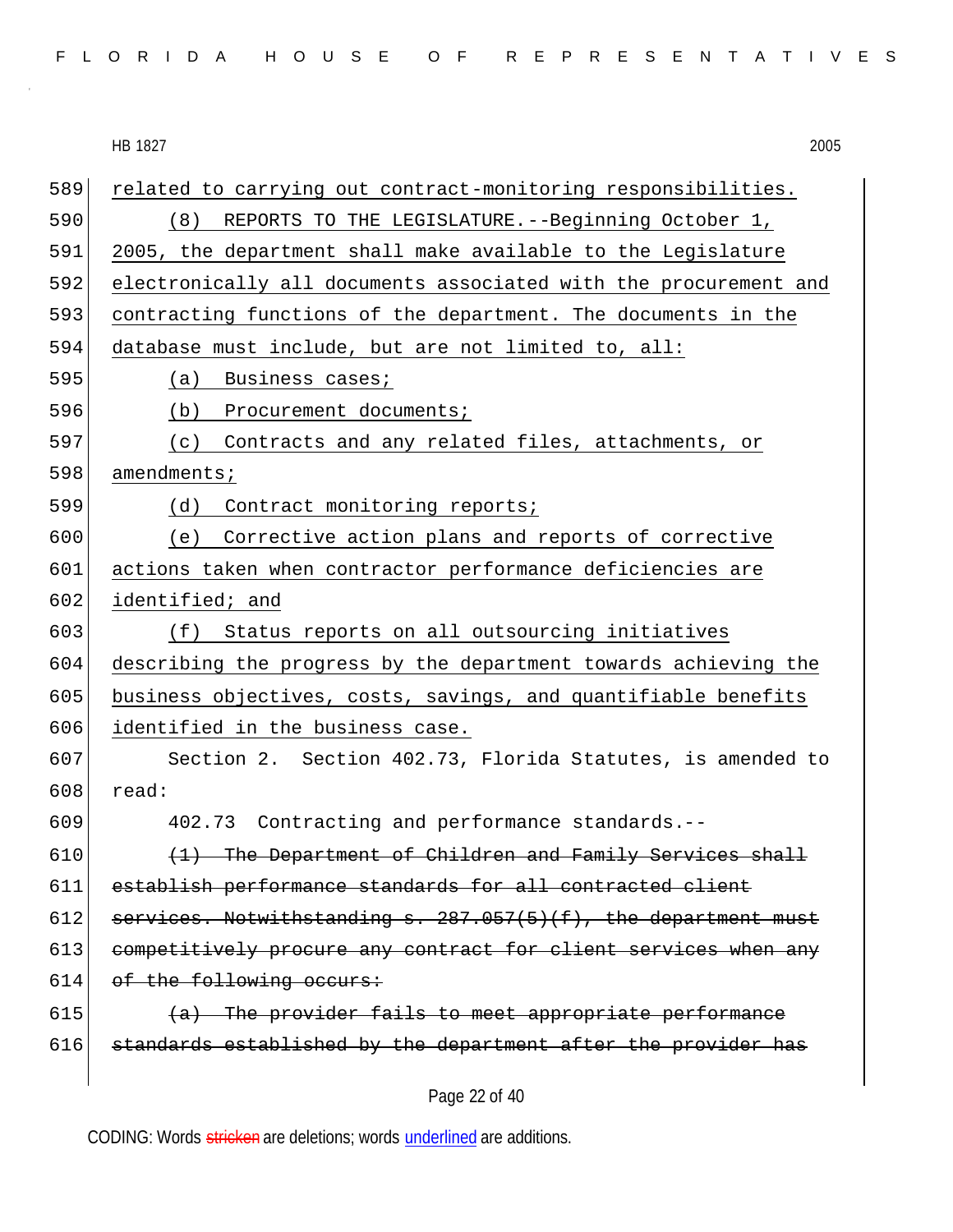related to carrying out contract-monitoring responsibilities.

(8) REPORTS TO THE LEGISLATURE.--Beginning October 1, 2005, the department shall make available to the Legislature electronically all documents associated with the procurement and contracting functions of the department. The documents in the database must include, but are not limited to, all:

(a) Business cases;

(b) Procurement documents;

(c) Contracts and any related files, attachments, or amendments;

(d) Contract monitoring reports;

(e) Corrective action plans and reports of corrective actions taken when contractor performance deficiencies are identified; and

(f) Status reports on all outsourcing initiatives describing the progress by the department towards achieving the business objectives, costs, savings, and quantifiable benefits identified in the business case.

Section 2. Section 402.73, Florida Statutes, is amended to read:

402.73 Contracting and performance standards.--

~~(1) The Department of Children and Family Services shall establish performance standards for all contracted client services. Notwithstanding s. 287.057(5)(f), the department must competitively procure any contract for client services when any of the following occurs:~~

~~(a) The provider fails to meet appropriate performance standards established by the department after the provider has~~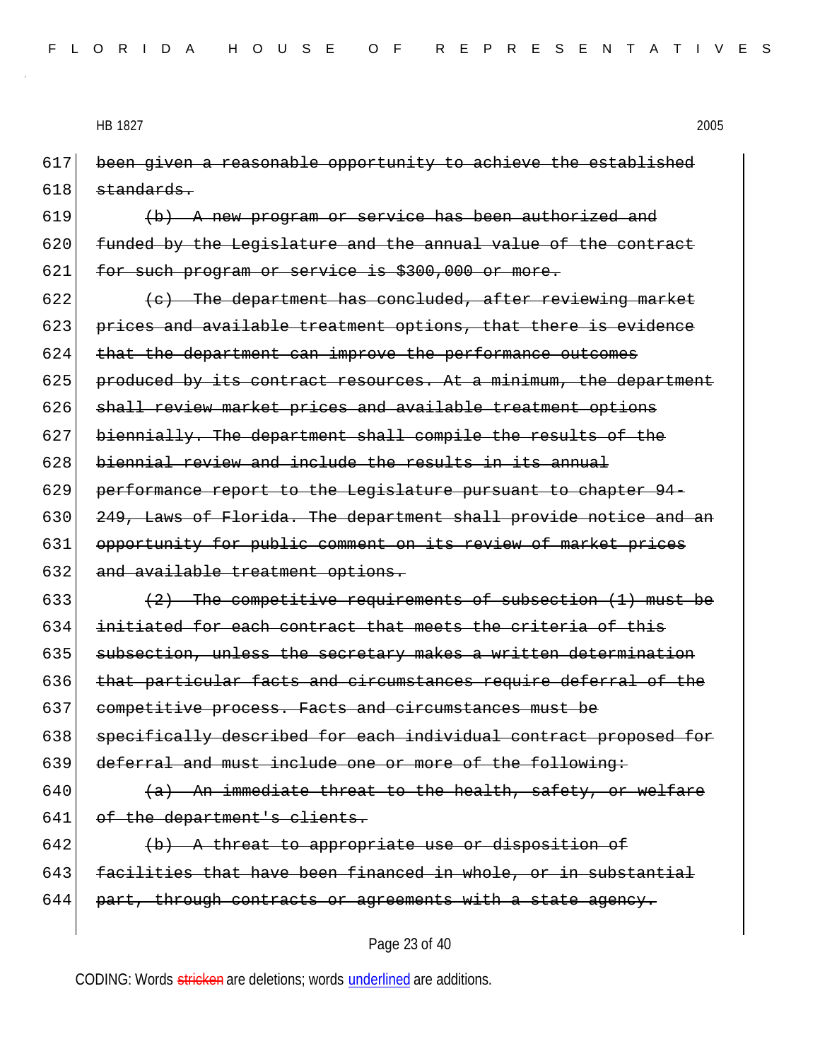been given a reasonable opportunity to achieve the established standards.

(b) A new program or service has been authorized and funded by the Legislature and the annual value of the contract for such program or service is $300,000 or more.

(c) The department has concluded, after reviewing market prices and available treatment options, that there is evidence that the department can improve the performance outcomes produced by its contract resources. At a minimum, the department shall review market prices and available treatment options biennially. The department shall compile the results of the biennial review and include the results in its annual performance report to the Legislature pursuant to chapter 94-249, Laws of Florida. The department shall provide notice and an opportunity for public comment on its review of market prices and available treatment options.

(2) The competitive requirements of subsection (1) must be initiated for each contract that meets the criteria of this subsection, unless the secretary makes a written determination that particular facts and circumstances require deferral of the competitive process. Facts and circumstances must be specifically described for each individual contract proposed for deferral and must include one or more of the following:

(a) An immediate threat to the health, safety, or welfare of the department's clients.

(b) A threat to appropriate use or disposition of facilities that have been financed in whole, or in substantial part, through contracts or agreements with a state agency.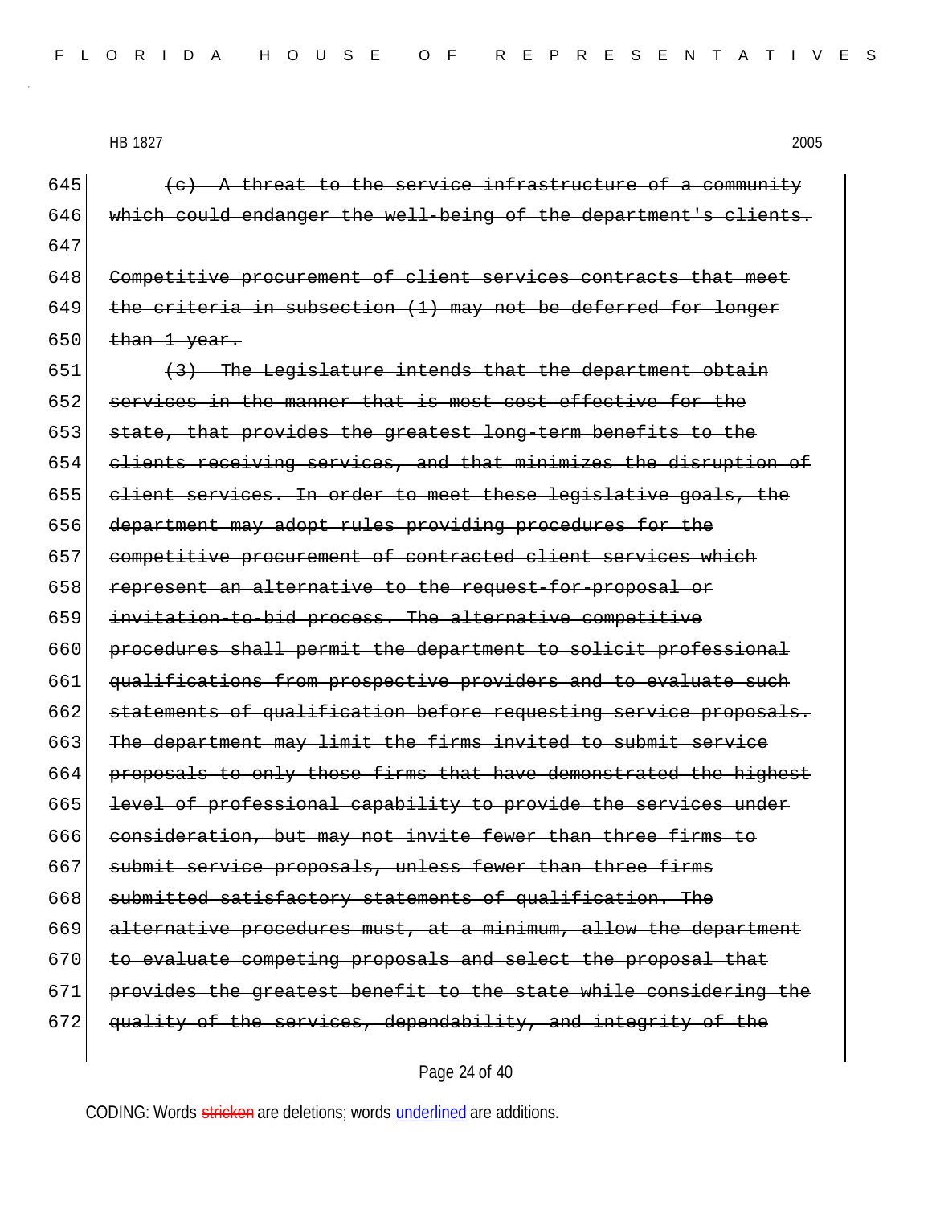645 ~~(c) A threat to the service infrastructure of a community~~
646 ~~which could endanger the well-being of the department's clients.~~
647

648 ~~Competitive procurement of client services contracts that meet~~
649 ~~the criteria in subsection (1) may not be deferred for longer~~
650 ~~than 1 year.~~

651 ~~(3) The Legislature intends that the department obtain~~
652 ~~services in the manner that is most cost-effective for the~~
653 ~~state, that provides the greatest long-term benefits to the~~
654 ~~clients receiving services, and that minimizes the disruption of~~
655 ~~client services. In order to meet these legislative goals, the~~
656 ~~department may adopt rules providing procedures for the~~
657 ~~competitive procurement of contracted client services which~~
658 ~~represent an alternative to the request-for-proposal or~~
659 ~~invitation-to-bid process. The alternative competitive~~
660 ~~procedures shall permit the department to solicit professional~~
661 ~~qualifications from prospective providers and to evaluate such~~
662 ~~statements of qualification before requesting service proposals.~~
663 ~~The department may limit the firms invited to submit service~~
664 ~~proposals to only those firms that have demonstrated the highest~~
665 ~~level of professional capability to provide the services under~~
666 ~~consideration, but may not invite fewer than three firms to~~
667 ~~submit service proposals, unless fewer than three firms~~
668 ~~submitted satisfactory statements of qualification. The~~
669 ~~alternative procedures must, at a minimum, allow the department~~
670 ~~to evaluate competing proposals and select the proposal that~~
671 ~~provides the greatest benefit to the state while considering the~~
672 ~~quality of the services, dependability, and integrity of the~~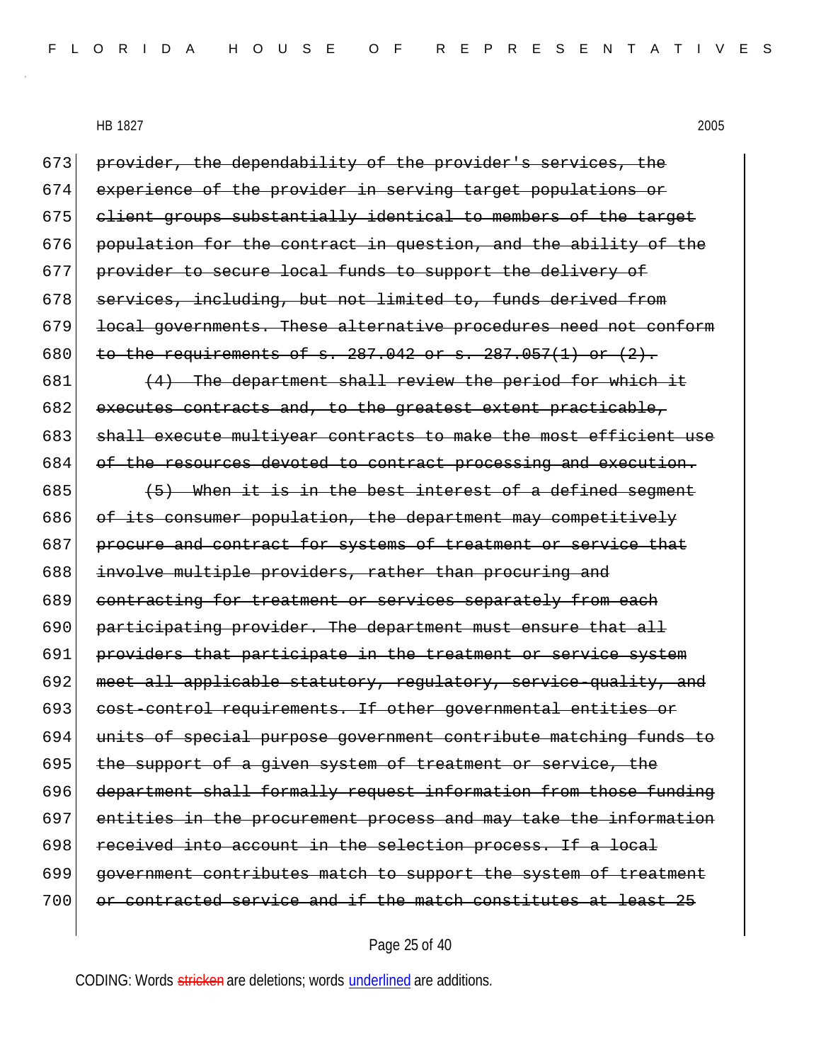673 ~~provider, the dependability of the provider's services, the~~
674 ~~experience of the provider in serving target populations or~~
675 ~~client groups substantially identical to members of the target~~
676 ~~population for the contract in question, and the ability of the~~
677 ~~provider to secure local funds to support the delivery of~~
678 ~~services, including, but not limited to, funds derived from~~
679 ~~local governments. These alternative procedures need not conform~~
680 ~~to the requirements of s. 287.042 or s. 287.057(1) or (2).~~

681 ~~(4) The department shall review the period for which it~~
682 ~~executes contracts and, to the greatest extent practicable,~~
683 ~~shall execute multiyear contracts to make the most efficient use~~
684 ~~of the resources devoted to contract processing and execution.~~

685 ~~(5) When it is in the best interest of a defined segment~~
686 ~~of its consumer population, the department may competitively~~
687 ~~procure and contract for systems of treatment or service that~~
688 ~~involve multiple providers, rather than procuring and~~
689 ~~contracting for treatment or services separately from each~~
690 ~~participating provider. The department must ensure that all~~
691 ~~providers that participate in the treatment or service system~~
692 ~~meet all applicable statutory, regulatory, service-quality, and~~
693 ~~cost-control requirements. If other governmental entities or~~
694 ~~units of special purpose government contribute matching funds to~~
695 ~~the support of a given system of treatment or service, the~~
696 ~~department shall formally request information from those funding~~
697 ~~entities in the procurement process and may take the information~~
698 ~~received into account in the selection process. If a local~~
699 ~~government contributes match to support the system of treatment~~
700 ~~or contracted service and if the match constitutes at least 25~~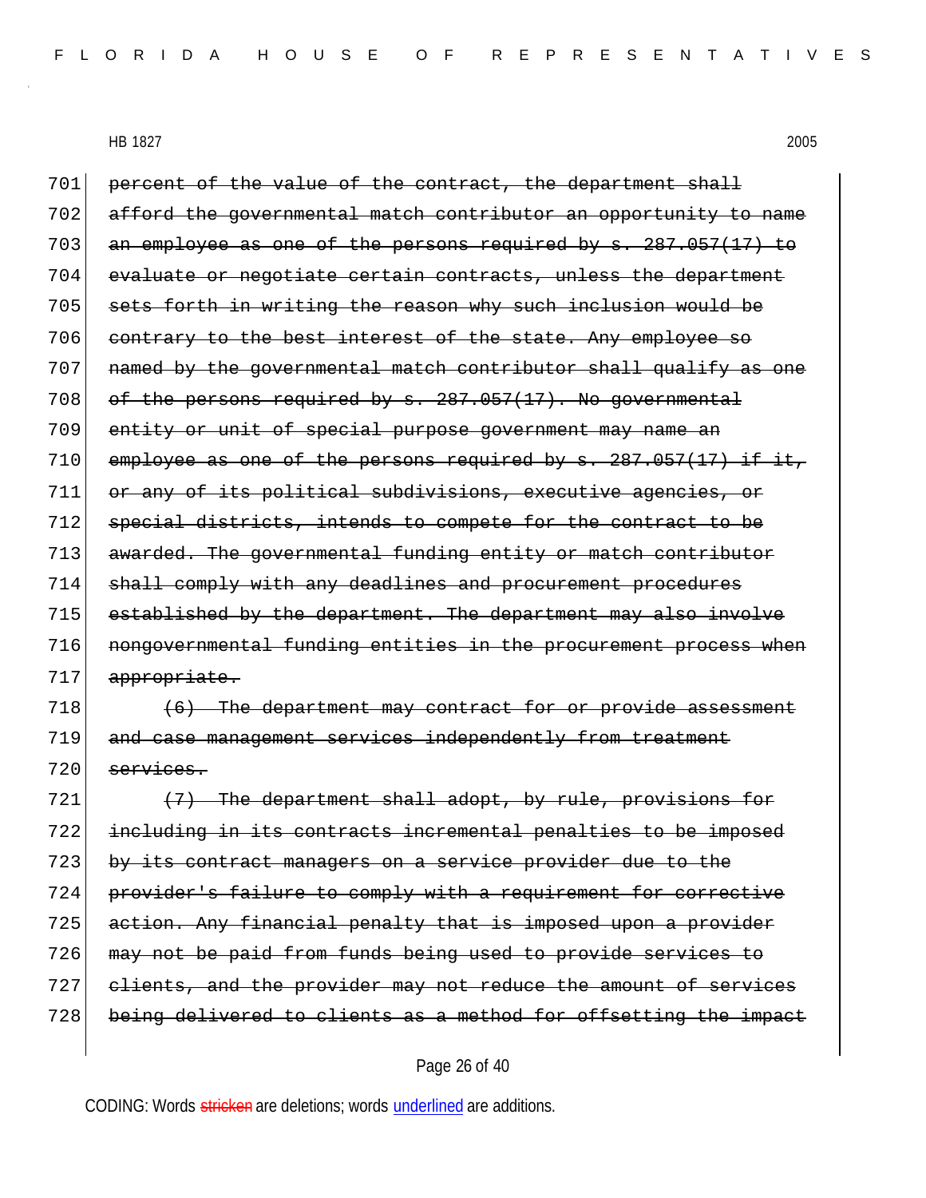~~percent of the value of the contract, the department shall afford the governmental match contributor an opportunity to name an employee as one of the persons required by s. 287.057(17) to evaluate or negotiate certain contracts, unless the department sets forth in writing the reason why such inclusion would be contrary to the best interest of the state. Any employee so named by the governmental match contributor shall qualify as one of the persons required by s. 287.057(17). No governmental entity or unit of special purpose government may name an employee as one of the persons required by s. 287.057(17) if it, or any of its political subdivisions, executive agencies, or special districts, intends to compete for the contract to be awarded. The governmental funding entity or match contributor shall comply with any deadlines and procurement procedures established by the department. The department may also involve nongovernmental funding entities in the procurement process when appropriate.~~

~~(6) The department may contract for or provide assessment and case management services independently from treatment services.~~

~~(7) The department shall adopt, by rule, provisions for including in its contracts incremental penalties to be imposed by its contract managers on a service provider due to the provider's failure to comply with a requirement for corrective action. Any financial penalty that is imposed upon a provider may not be paid from funds being used to provide services to clients, and the provider may not reduce the amount of services being delivered to clients as a method for offsetting the impact~~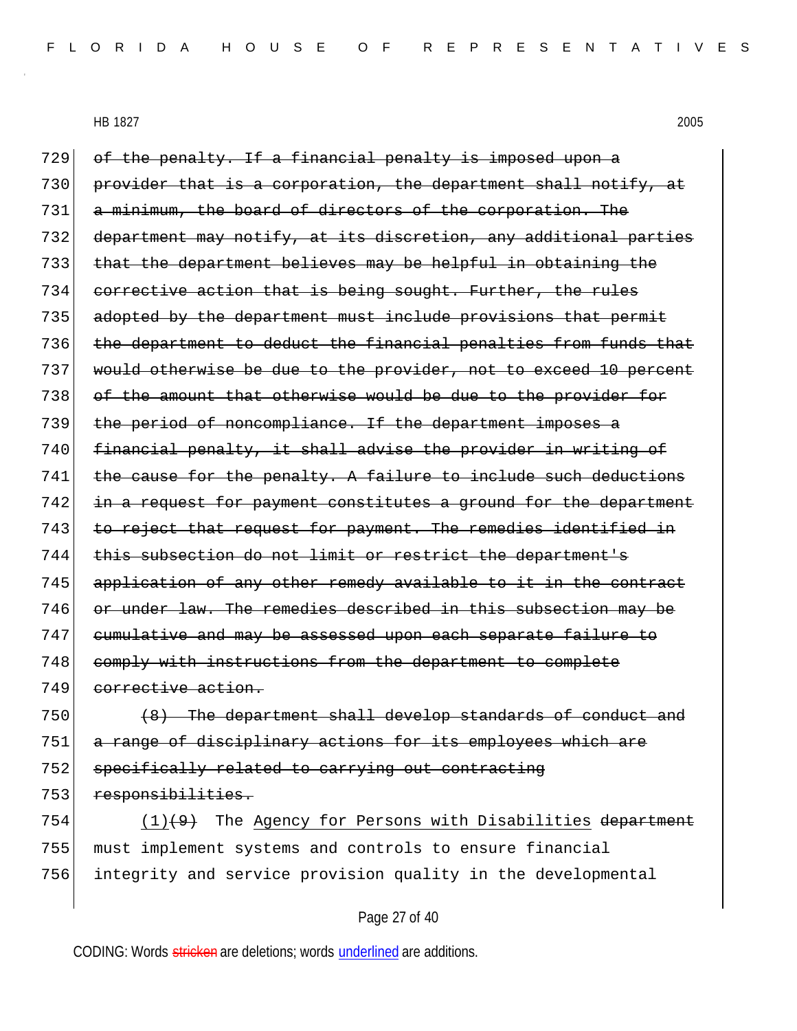729 ~~of the penalty. If a financial penalty is imposed upon a~~
730 ~~provider that is a corporation, the department shall notify, at~~
731 ~~a minimum, the board of directors of the corporation. The~~
732 ~~department may notify, at its discretion, any additional parties~~
733 ~~that the department believes may be helpful in obtaining the~~
734 ~~corrective action that is being sought. Further, the rules~~
735 ~~adopted by the department must include provisions that permit~~
736 ~~the department to deduct the financial penalties from funds that~~
737 ~~would otherwise be due to the provider, not to exceed 10 percent~~
738 ~~of the amount that otherwise would be due to the provider for~~
739 ~~the period of noncompliance. If the department imposes a~~
740 ~~financial penalty, it shall advise the provider in writing of~~
741 ~~the cause for the penalty. A failure to include such deductions~~
742 ~~in a request for payment constitutes a ground for the department~~
743 ~~to reject that request for payment. The remedies identified in~~
744 ~~this subsection do not limit or restrict the department's~~
745 ~~application of any other remedy available to it in the contract~~
746 ~~or under law. The remedies described in this subsection may be~~
747 ~~cumulative and may be assessed upon each separate failure to~~
748 ~~comply with instructions from the department to complete~~
749 ~~corrective action.~~
750 ~~(8) The department shall develop standards of conduct and~~
751 ~~a range of disciplinary actions for its employees which are~~
752 ~~specifically related to carrying out contracting~~
753 ~~responsibilities.~~
754 <u>(1)</u>~~(9)~~ The <u>Agency for Persons with Disabilities</u> ~~department~~
755 must implement systems and controls to ensure financial
756 integrity and service provision quality in the developmental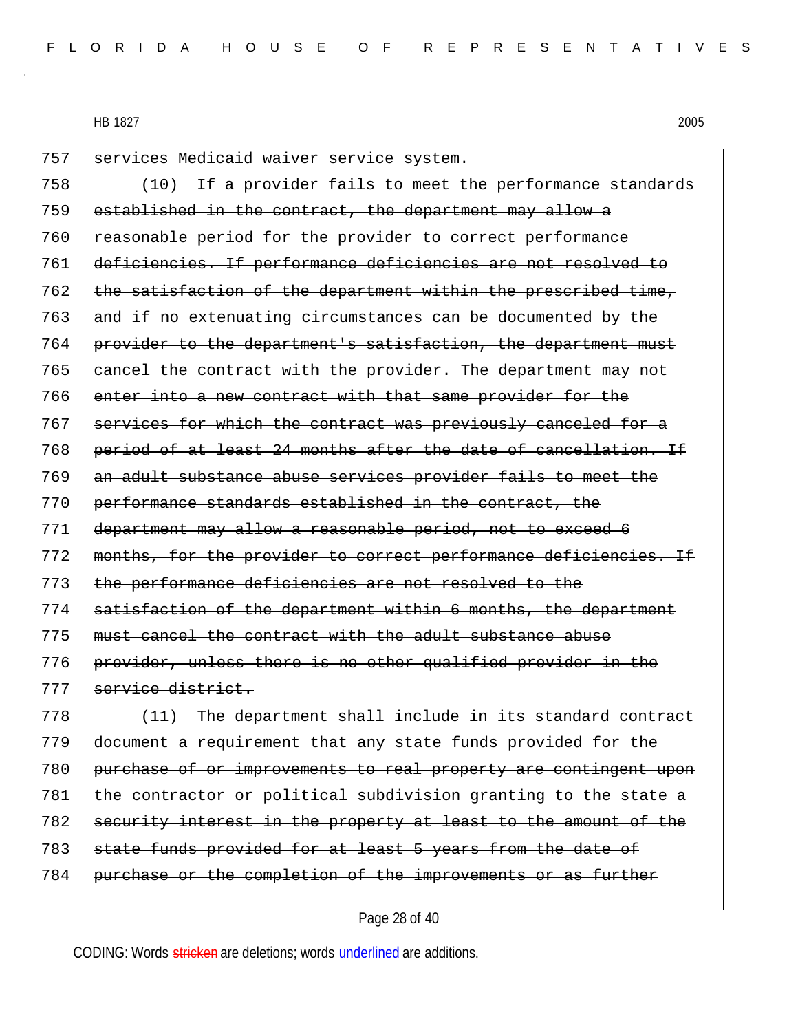HB 1827 2005

757 services Medicaid waiver service system.

758 ~~(10) If a provider fails to meet the performance standards~~
759 ~~established in the contract, the department may allow a~~
760 ~~reasonable period for the provider to correct performance~~
761 ~~deficiencies. If performance deficiencies are not resolved to~~
762 ~~the satisfaction of the department within the prescribed time,~~
763 ~~and if no extenuating circumstances can be documented by the~~
764 ~~provider to the department's satisfaction, the department must~~
765 ~~cancel the contract with the provider. The department may not~~
766 ~~enter into a new contract with that same provider for the~~
767 ~~services for which the contract was previously canceled for a~~
768 ~~period of at least 24 months after the date of cancellation. If~~
769 ~~an adult substance abuse services provider fails to meet the~~
770 ~~performance standards established in the contract, the~~
771 ~~department may allow a reasonable period, not to exceed 6~~
772 ~~months, for the provider to correct performance deficiencies. If~~
773 ~~the performance deficiencies are not resolved to the~~
774 ~~satisfaction of the department within 6 months, the department~~
775 ~~must cancel the contract with the adult substance abuse~~
776 ~~provider, unless there is no other qualified provider in the~~
777 ~~service district.~~

778 ~~(11) The department shall include in its standard contract~~
779 ~~document a requirement that any state funds provided for the~~
780 ~~purchase of or improvements to real property are contingent upon~~
781 ~~the contractor or political subdivision granting to the state a~~
782 ~~security interest in the property at least to the amount of the~~
783 ~~state funds provided for at least 5 years from the date of~~
784 ~~purchase or the completion of the improvements or as further~~

CODING: Words ~~stricken~~ are deletions; words <u>underlined</u> are additions.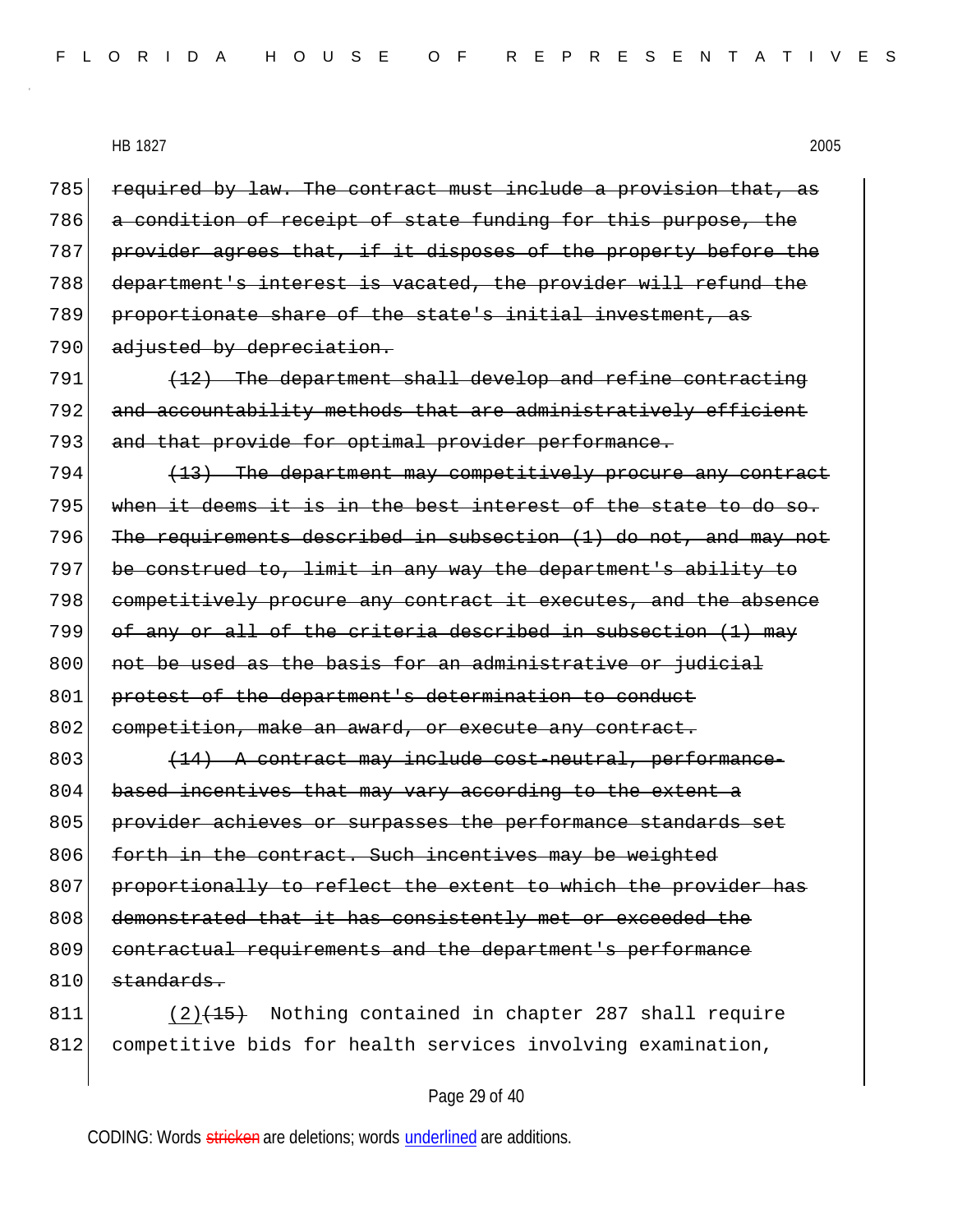785 ~~required by law. The contract must include a provision that, as~~
786 ~~a condition of receipt of state funding for this purpose, the~~
787 ~~provider agrees that, if it disposes of the property before the~~
788 ~~department's interest is vacated, the provider will refund the~~
789 ~~proportionate share of the state's initial investment, as~~
790 ~~adjusted by depreciation.~~

791 ~~(12) The department shall develop and refine contracting~~
792 ~~and accountability methods that are administratively efficient~~
793 ~~and that provide for optimal provider performance.~~

794 ~~(13) The department may competitively procure any contract~~
795 ~~when it deems it is in the best interest of the state to do so.~~
796 ~~The requirements described in subsection (1) do not, and may not~~
797 ~~be construed to, limit in any way the department's ability to~~
798 ~~competitively procure any contract it executes, and the absence~~
799 ~~of any or all of the criteria described in subsection (1) may~~
800 ~~not be used as the basis for an administrative or judicial~~
801 ~~protest of the department's determination to conduct~~
802 ~~competition, make an award, or execute any contract.~~

803 ~~(14) A contract may include cost-neutral, performance-~~
804 ~~based incentives that may vary according to the extent a~~
805 ~~provider achieves or surpasses the performance standards set~~
806 ~~forth in the contract. Such incentives may be weighted~~
807 ~~proportionally to reflect the extent to which the provider has~~
808 ~~demonstrated that it has consistently met or exceeded the~~
809 ~~contractual requirements and the department's performance~~
810 ~~standards.~~

811 <u>(2)</u>~~(15)~~ Nothing contained in chapter 287 shall require
812 competitive bids for health services involving examination,

CODING: Words ~~stricken~~ are deletions; words <u>underlined</u> are additions.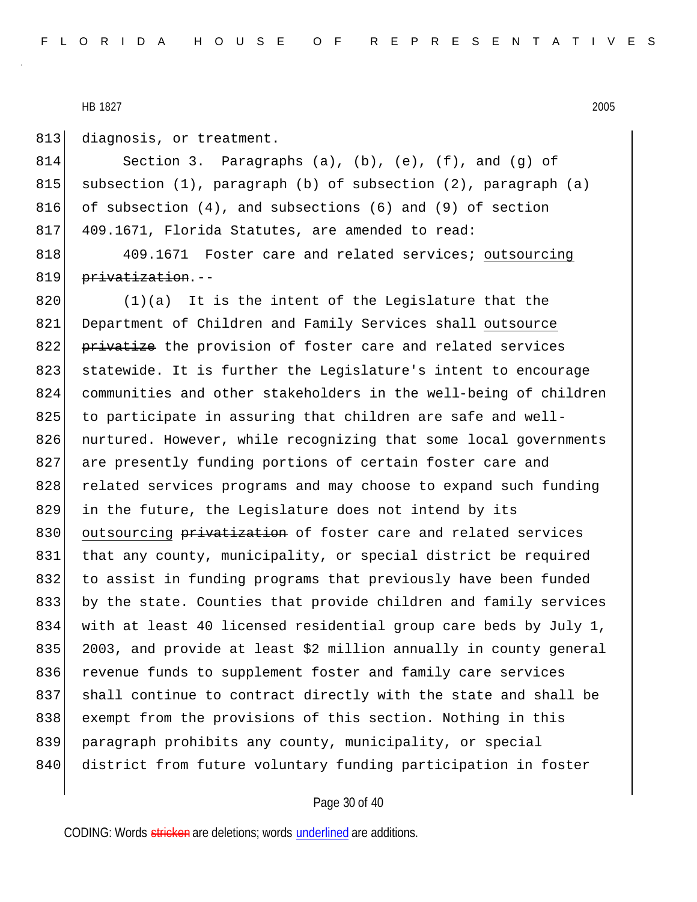813 diagnosis, or treatment.

814 Section 3. Paragraphs (a), (b), (e), (f), and (g) of
815 subsection (1), paragraph (b) of subsection (2), paragraph (a)
816 of subsection (4), and subsections (6) and (9) of section
817 409.1671, Florida Statutes, are amended to read:

818 409.1671 Foster care and related services; <u>outsourcing</u>
819 ~~privatization~~.--

820 (1)(a) It is the intent of the Legislature that the
821 Department of Children and Family Services shall <u>outsource</u>
822 ~~privatize~~ the provision of foster care and related services
823 statewide. It is further the Legislature's intent to encourage
824 communities and other stakeholders in the well-being of children
825 to participate in assuring that children are safe and well-
826 nurtured. However, while recognizing that some local governments
827 are presently funding portions of certain foster care and
828 related services programs and may choose to expand such funding
829 in the future, the Legislature does not intend by its
830 <u>outsourcing</u> ~~privatization~~ of foster care and related services
831 that any county, municipality, or special district be required
832 to assist in funding programs that previously have been funded
833 by the state. Counties that provide children and family services
834 with at least 40 licensed residential group care beds by July 1,
835 2003, and provide at least $2 million annually in county general
836 revenue funds to supplement foster and family care services
837 shall continue to contract directly with the state and shall be
838 exempt from the provisions of this section. Nothing in this
839 paragraph prohibits any county, municipality, or special
840 district from future voluntary funding participation in foster

CODING: Words ~~stricken~~ are deletions; words <u>underlined</u> are additions.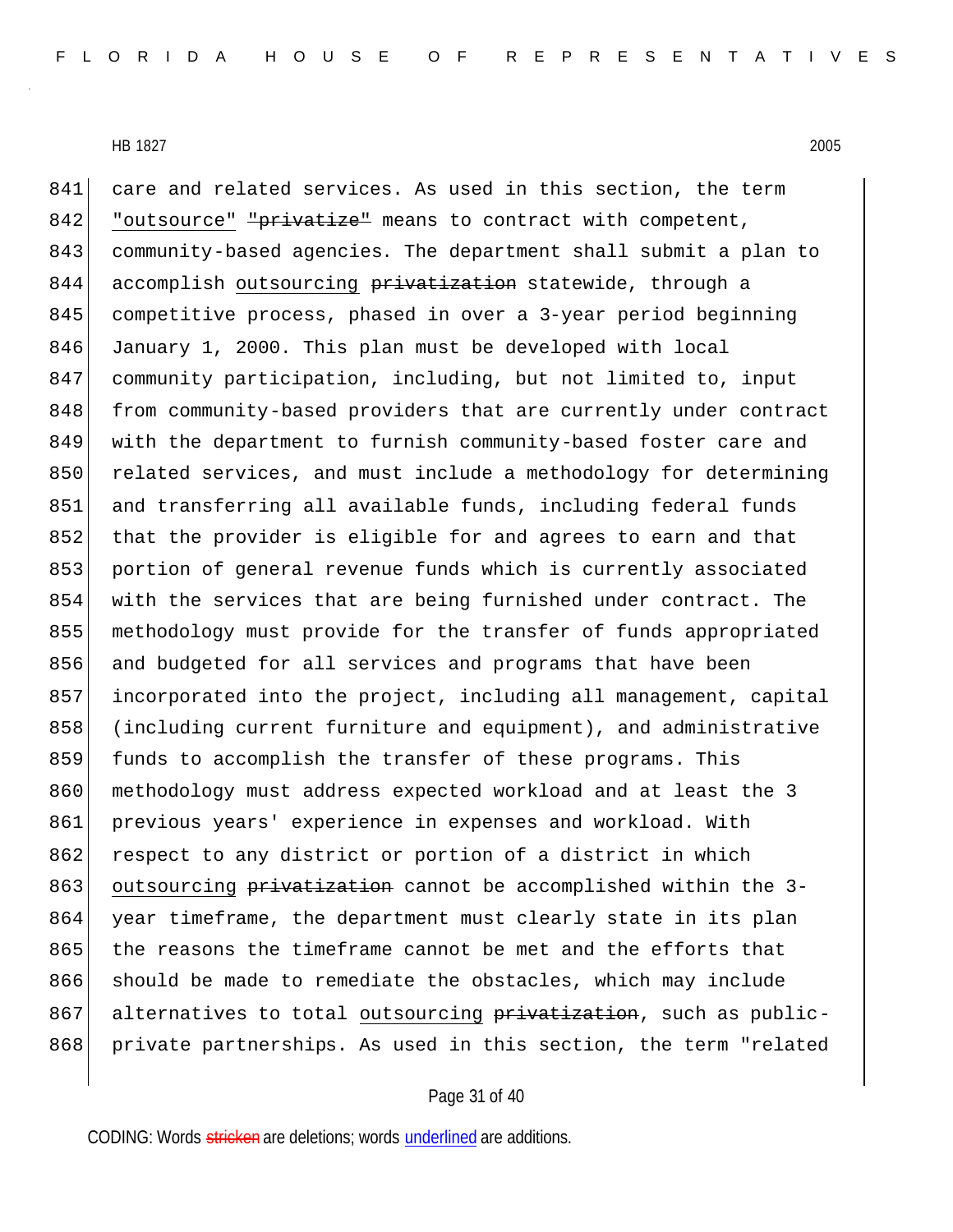care and related services. As used in this section, the term <u>"outsource"</u> ~~"privatize"~~ means to contract with competent, community-based agencies. The department shall submit a plan to accomplish <u>outsourcing</u> ~~privatization~~ statewide, through a competitive process, phased in over a 3-year period beginning January 1, 2000. This plan must be developed with local community participation, including, but not limited to, input from community-based providers that are currently under contract with the department to furnish community-based foster care and related services, and must include a methodology for determining and transferring all available funds, including federal funds that the provider is eligible for and agrees to earn and that portion of general revenue funds which is currently associated with the services that are being furnished under contract. The methodology must provide for the transfer of funds appropriated and budgeted for all services and programs that have been incorporated into the project, including all management, capital (including current furniture and equipment), and administrative funds to accomplish the transfer of these programs. This methodology must address expected workload and at least the 3 previous years' experience in expenses and workload. With respect to any district or portion of a district in which <u>outsourcing</u> ~~privatization~~ cannot be accomplished within the 3-year timeframe, the department must clearly state in its plan the reasons the timeframe cannot be met and the efforts that should be made to remediate the obstacles, which may include alternatives to total <u>outsourcing</u> ~~privatization~~, such as public-private partnerships. As used in this section, the term "related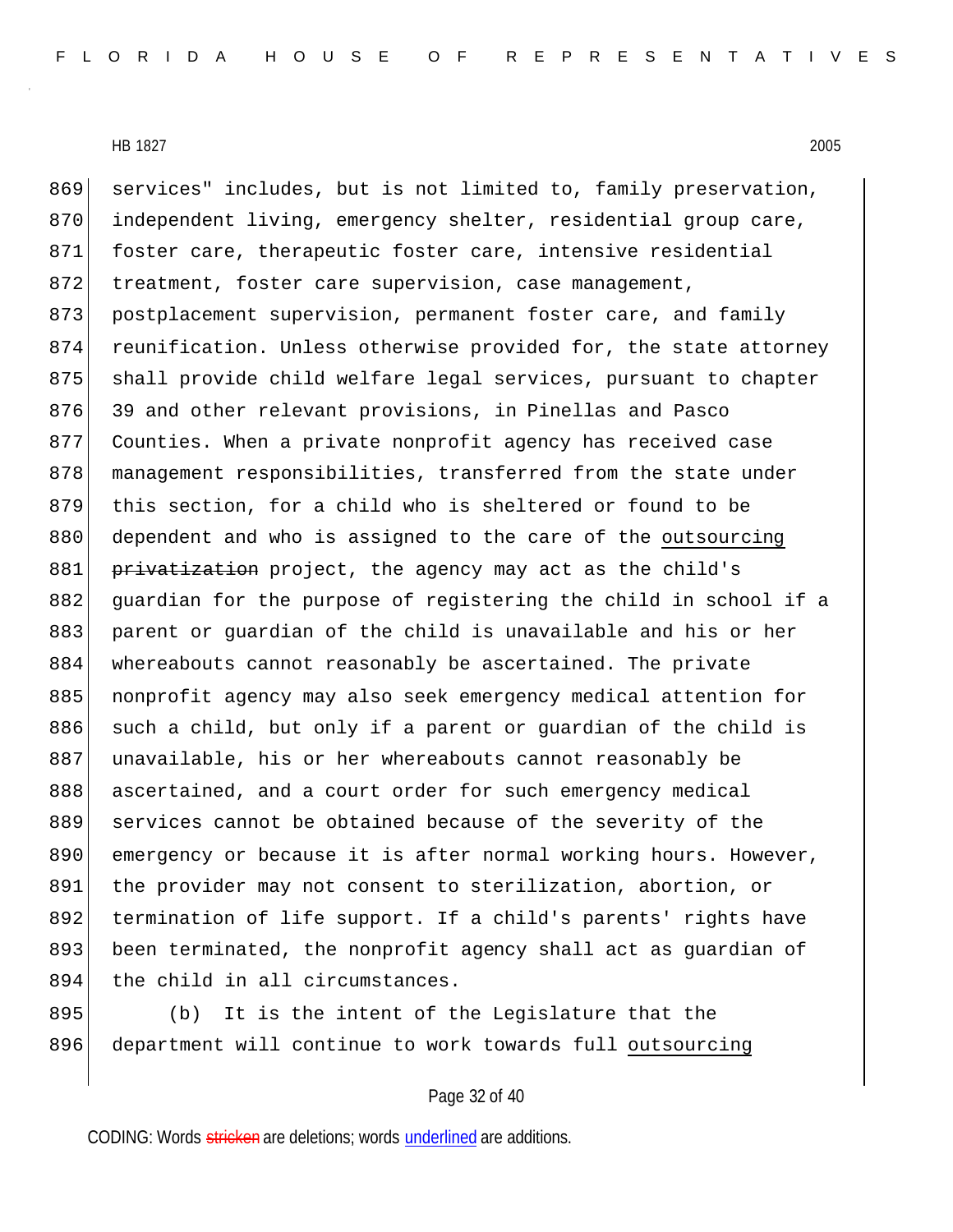services" includes, but is not limited to, family preservation, independent living, emergency shelter, residential group care, foster care, therapeutic foster care, intensive residential treatment, foster care supervision, case management, postplacement supervision, permanent foster care, and family reunification. Unless otherwise provided for, the state attorney shall provide child welfare legal services, pursuant to chapter 39 and other relevant provisions, in Pinellas and Pasco Counties. When a private nonprofit agency has received case management responsibilities, transferred from the state under this section, for a child who is sheltered or found to be dependent and who is assigned to the care of the <u>outsourcing</u> ~~privatization~~ project, the agency may act as the child's guardian for the purpose of registering the child in school if a parent or guardian of the child is unavailable and his or her whereabouts cannot reasonably be ascertained. The private nonprofit agency may also seek emergency medical attention for such a child, but only if a parent or guardian of the child is unavailable, his or her whereabouts cannot reasonably be ascertained, and a court order for such emergency medical services cannot be obtained because of the severity of the emergency or because it is after normal working hours. However, the provider may not consent to sterilization, abortion, or termination of life support. If a child's parents' rights have been terminated, the nonprofit agency shall act as guardian of the child in all circumstances.

(b) It is the intent of the Legislature that the department will continue to work towards full <u>outsourcing</u>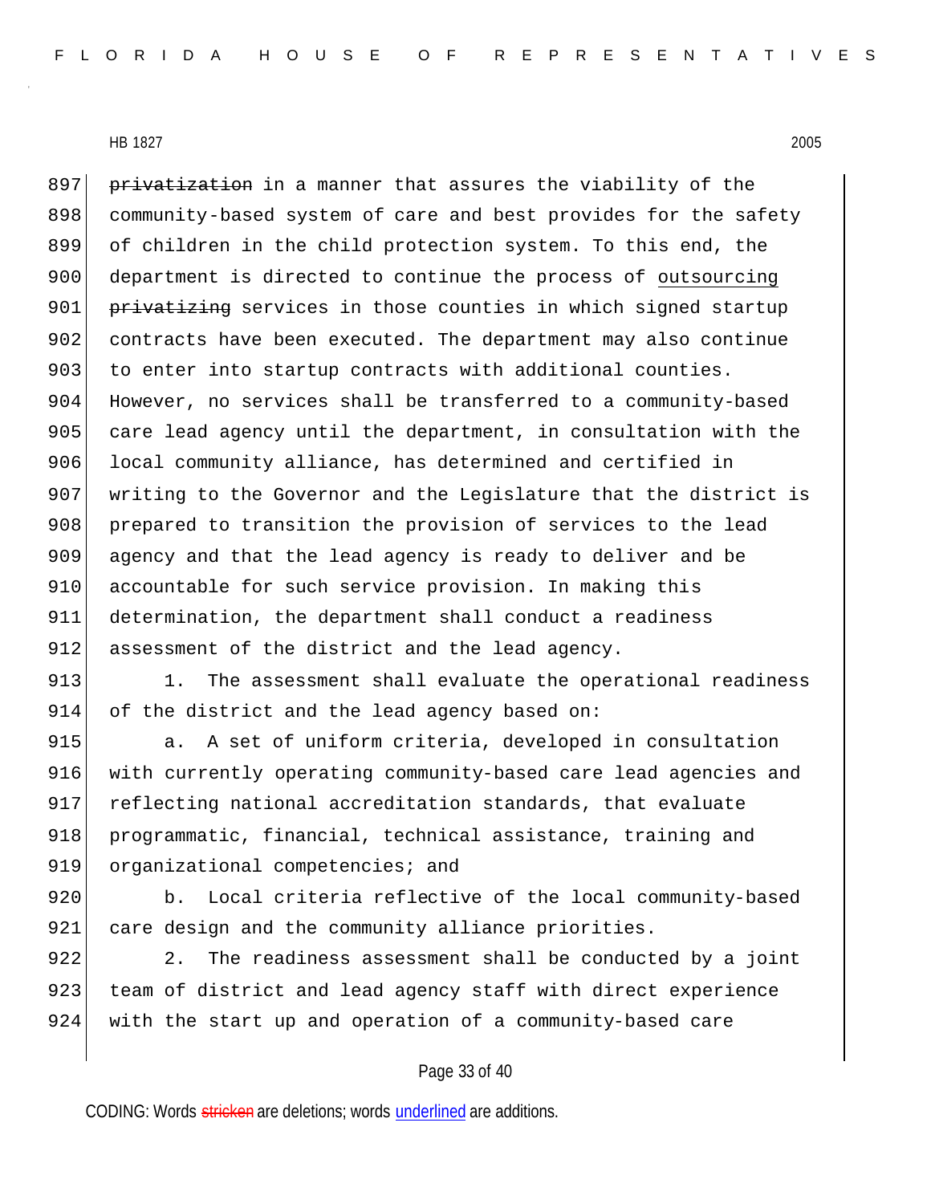~~privatization~~ in a manner that assures the viability of the community-based system of care and best provides for the safety of children in the child protection system. To this end, the department is directed to continue the process of outsourcing ~~privatizing~~ services in those counties in which signed startup contracts have been executed. The department may also continue to enter into startup contracts with additional counties. However, no services shall be transferred to a community-based care lead agency until the department, in consultation with the local community alliance, has determined and certified in writing to the Governor and the Legislature that the district is prepared to transition the provision of services to the lead agency and that the lead agency is ready to deliver and be accountable for such service provision. In making this determination, the department shall conduct a readiness assessment of the district and the lead agency.

1. The assessment shall evaluate the operational readiness of the district and the lead agency based on:

a. A set of uniform criteria, developed in consultation with currently operating community-based care lead agencies and reflecting national accreditation standards, that evaluate programmatic, financial, technical assistance, training and organizational competencies; and

b. Local criteria reflective of the local community-based care design and the community alliance priorities.

2. The readiness assessment shall be conducted by a joint team of district and lead agency staff with direct experience with the start up and operation of a community-based care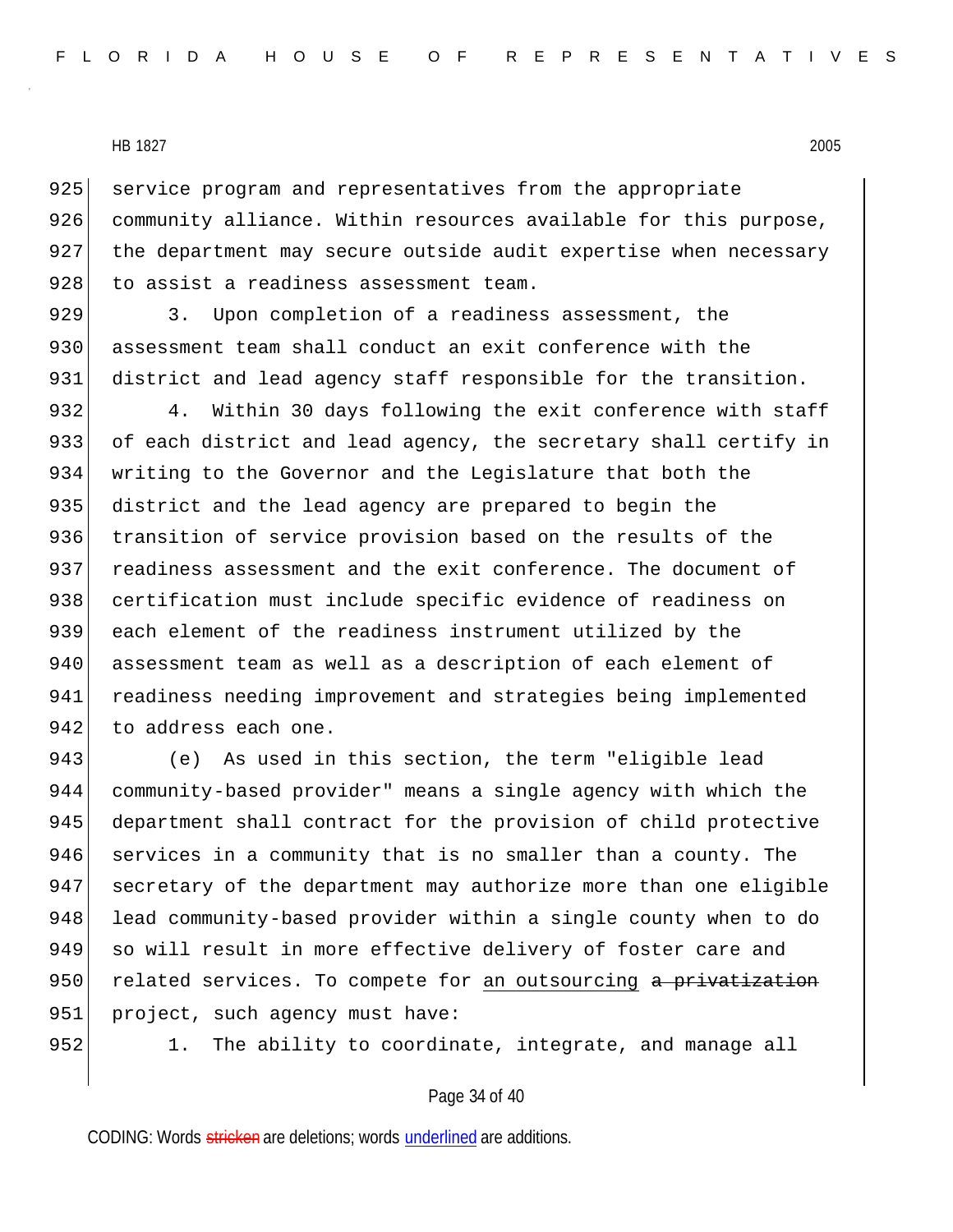service program and representatives from the appropriate community alliance. Within resources available for this purpose, the department may secure outside audit expertise when necessary to assist a readiness assessment team.

3. Upon completion of a readiness assessment, the assessment team shall conduct an exit conference with the district and lead agency staff responsible for the transition.

4. Within 30 days following the exit conference with staff of each district and lead agency, the secretary shall certify in writing to the Governor and the Legislature that both the district and the lead agency are prepared to begin the transition of service provision based on the results of the readiness assessment and the exit conference. The document of certification must include specific evidence of readiness on each element of the readiness instrument utilized by the assessment team as well as a description of each element of readiness needing improvement and strategies being implemented to address each one.

(e) As used in this section, the term "eligible lead community-based provider" means a single agency with which the department shall contract for the provision of child protective services in a community that is no smaller than a county. The secretary of the department may authorize more than one eligible lead community-based provider within a single county when to do so will result in more effective delivery of foster care and related services. To compete for <u>an outsourcing</u> ~~a privatization~~ project, such agency must have:

1. The ability to coordinate, integrate, and manage all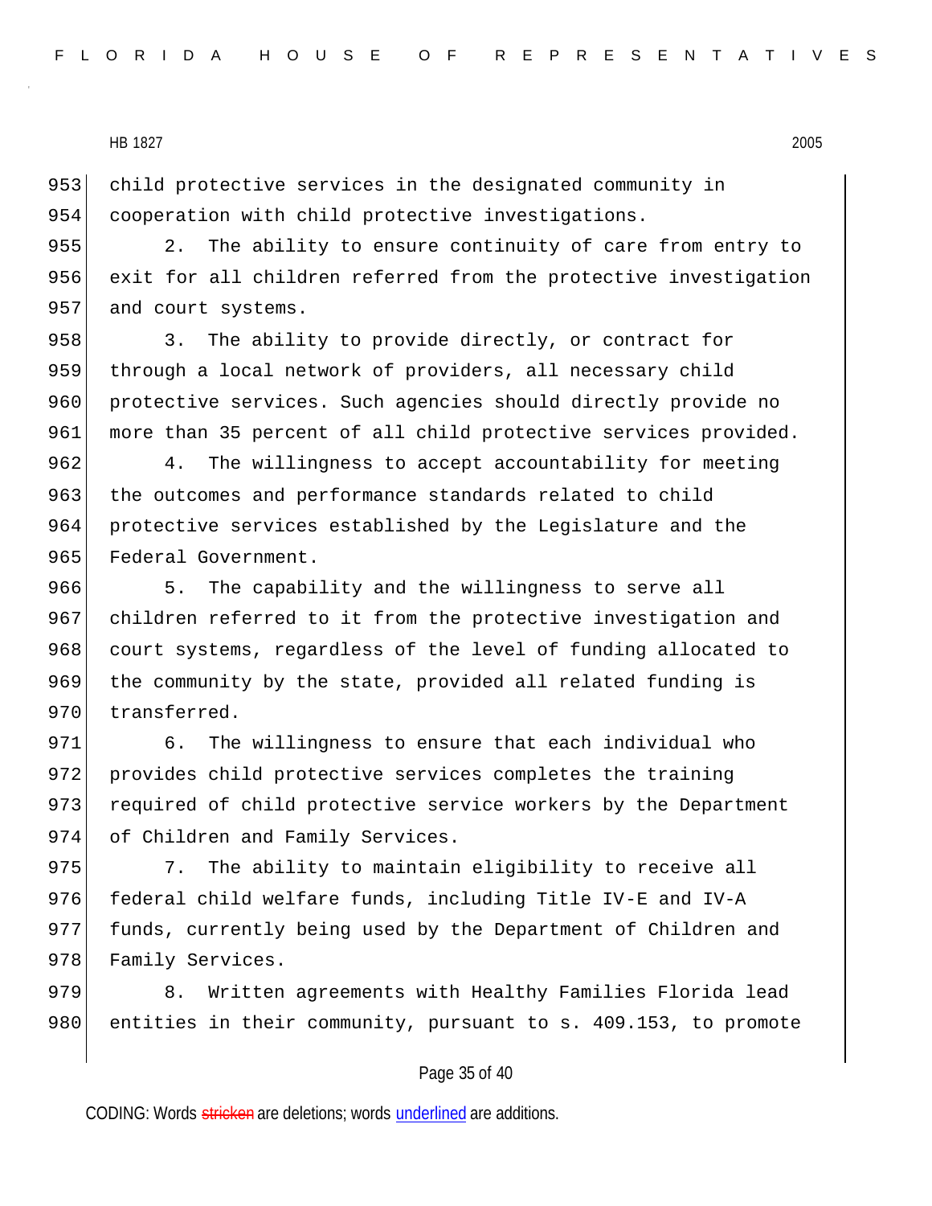child protective services in the designated community in cooperation with child protective investigations.

2. The ability to ensure continuity of care from entry to exit for all children referred from the protective investigation and court systems.

3. The ability to provide directly, or contract for through a local network of providers, all necessary child protective services. Such agencies should directly provide no more than 35 percent of all child protective services provided.

4. The willingness to accept accountability for meeting the outcomes and performance standards related to child protective services established by the Legislature and the Federal Government.

5. The capability and the willingness to serve all children referred to it from the protective investigation and court systems, regardless of the level of funding allocated to the community by the state, provided all related funding is transferred.

6. The willingness to ensure that each individual who provides child protective services completes the training required of child protective service workers by the Department of Children and Family Services.

7. The ability to maintain eligibility to receive all federal child welfare funds, including Title IV-E and IV-A funds, currently being used by the Department of Children and Family Services.

8. Written agreements with Healthy Families Florida lead entities in their community, pursuant to s. 409.153, to promote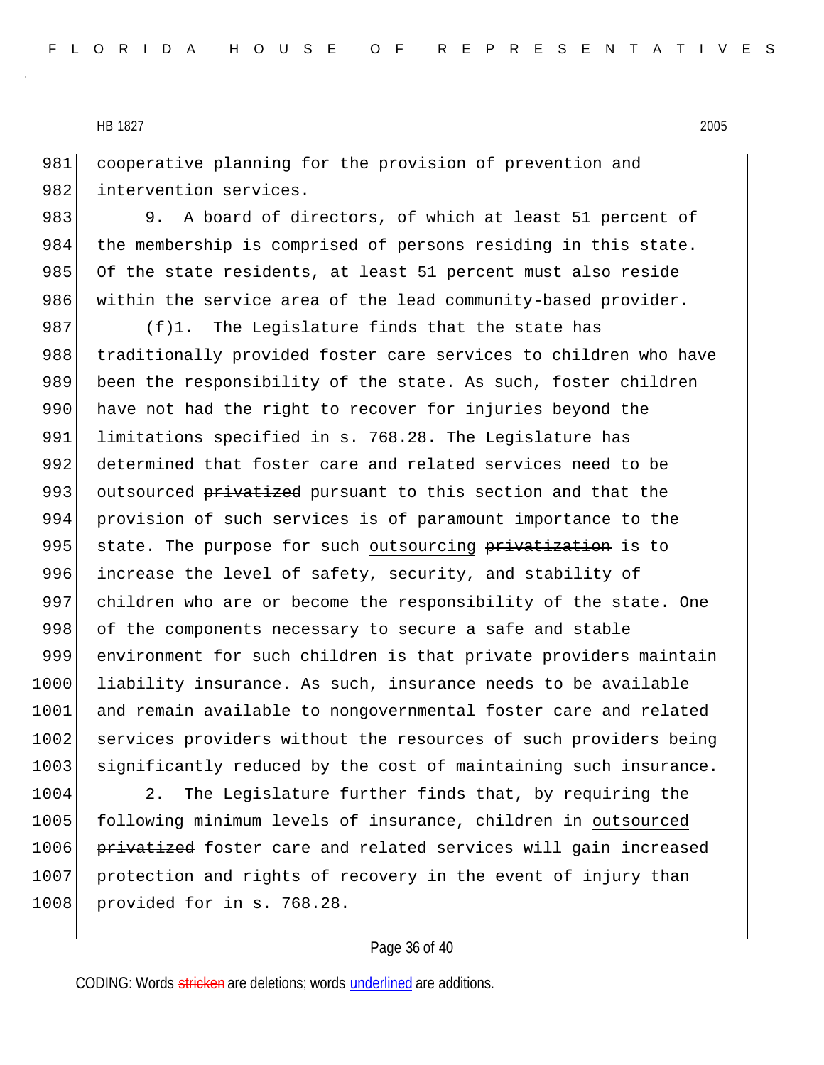cooperative planning for the provision of prevention and intervention services.

9. A board of directors, of which at least 51 percent of the membership is comprised of persons residing in this state. Of the state residents, at least 51 percent must also reside within the service area of the lead community-based provider.

(f)1. The Legislature finds that the state has traditionally provided foster care services to children who have been the responsibility of the state. As such, foster children have not had the right to recover for injuries beyond the limitations specified in s. 768.28. The Legislature has determined that foster care and related services need to be <u>outsourced</u> ~~privatized~~ pursuant to this section and that the provision of such services is of paramount importance to the state. The purpose for such <u>outsourcing</u> ~~privatization~~ is to increase the level of safety, security, and stability of children who are or become the responsibility of the state. One of the components necessary to secure a safe and stable environment for such children is that private providers maintain liability insurance. As such, insurance needs to be available and remain available to nongovernmental foster care and related services providers without the resources of such providers being significantly reduced by the cost of maintaining such insurance.

2. The Legislature further finds that, by requiring the following minimum levels of insurance, children in <u>outsourced</u> ~~privatized~~ foster care and related services will gain increased protection and rights of recovery in the event of injury than provided for in s. 768.28.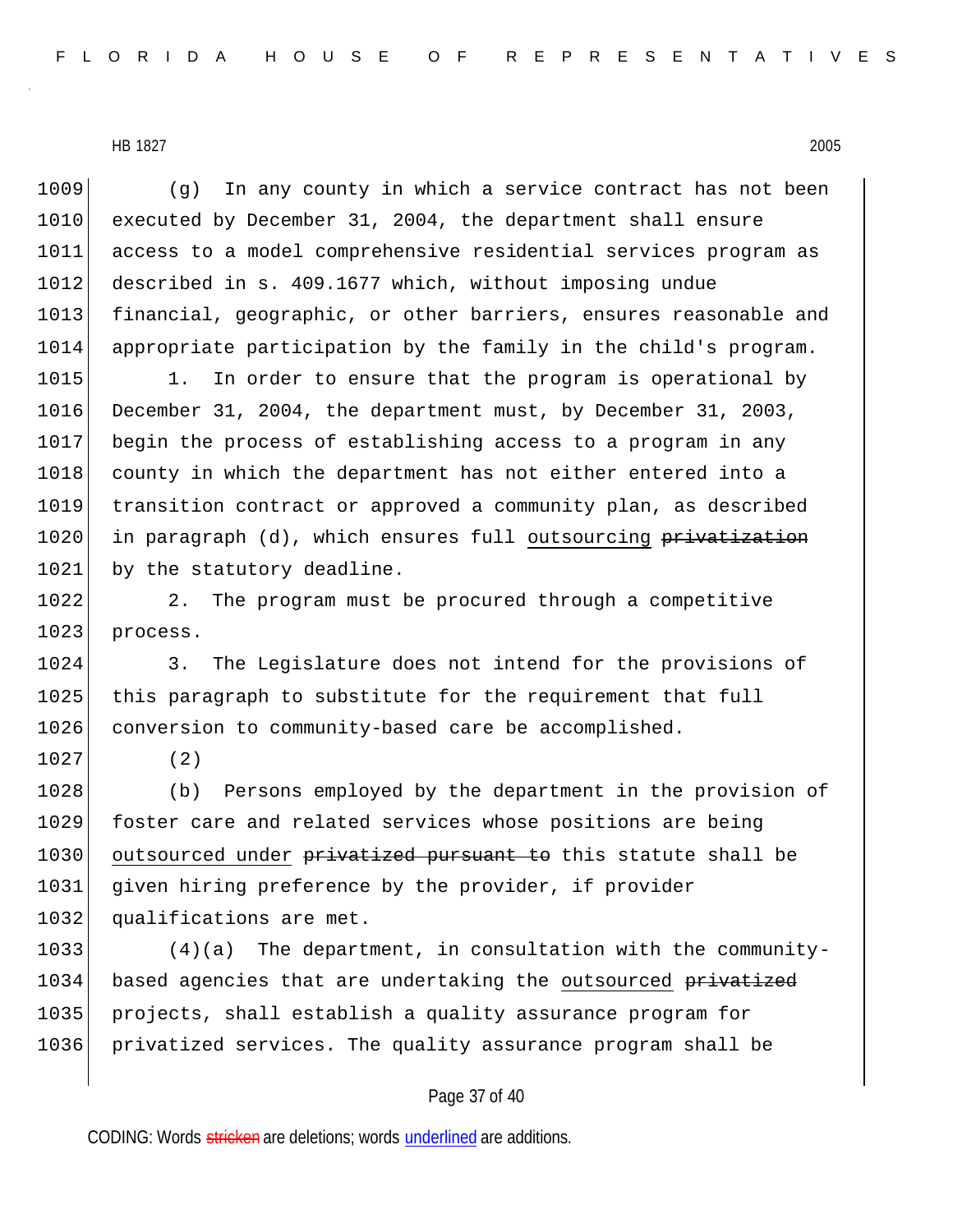(g) In any county in which a service contract has not been executed by December 31, 2004, the department shall ensure access to a model comprehensive residential services program as described in s. 409.1677 which, without imposing undue financial, geographic, or other barriers, ensures reasonable and appropriate participation by the family in the child's program.

1. In order to ensure that the program is operational by December 31, 2004, the department must, by December 31, 2003, begin the process of establishing access to a program in any county in which the department has not either entered into a transition contract or approved a community plan, as described in paragraph (d), which ensures full <u>outsourcing</u> ~~privatization~~ by the statutory deadline.

2. The program must be procured through a competitive process.

3. The Legislature does not intend for the provisions of this paragraph to substitute for the requirement that full conversion to community-based care be accomplished.

(2)

(b) Persons employed by the department in the provision of foster care and related services whose positions are being <u>outsourced under</u> ~~privatized pursuant to~~ this statute shall be given hiring preference by the provider, if provider qualifications are met.

(4)(a) The department, in consultation with the community-based agencies that are undertaking the <u>outsourced</u> ~~privatized~~ projects, shall establish a quality assurance program for privatized services. The quality assurance program shall be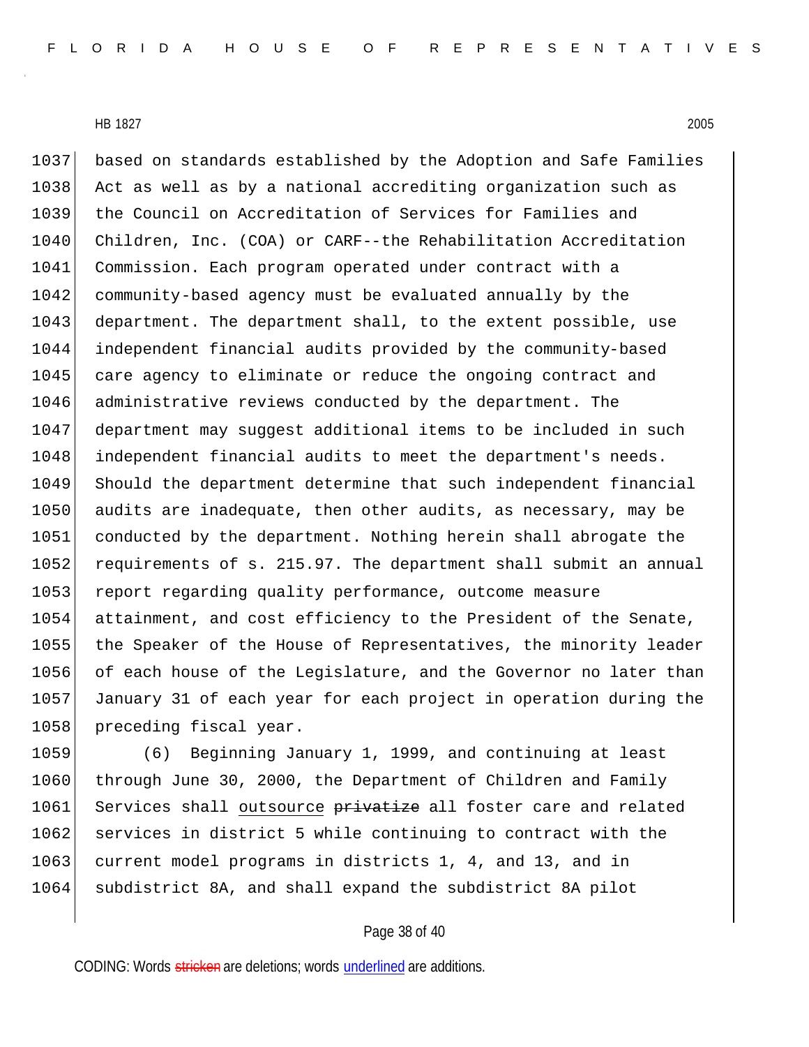based on standards established by the Adoption and Safe Families Act as well as by a national accrediting organization such as the Council on Accreditation of Services for Families and Children, Inc. (COA) or CARF--the Rehabilitation Accreditation Commission. Each program operated under contract with a community-based agency must be evaluated annually by the department. The department shall, to the extent possible, use independent financial audits provided by the community-based care agency to eliminate or reduce the ongoing contract and administrative reviews conducted by the department. The department may suggest additional items to be included in such independent financial audits to meet the department's needs. Should the department determine that such independent financial audits are inadequate, then other audits, as necessary, may be conducted by the department. Nothing herein shall abrogate the requirements of s. 215.97. The department shall submit an annual report regarding quality performance, outcome measure attainment, and cost efficiency to the President of the Senate, the Speaker of the House of Representatives, the minority leader of each house of the Legislature, and the Governor no later than January 31 of each year for each project in operation during the preceding fiscal year.

(6) Beginning January 1, 1999, and continuing at least through June 30, 2000, the Department of Children and Family Services shall <u>outsource</u> ~~privatize~~ all foster care and related services in district 5 while continuing to contract with the current model programs in districts 1, 4, and 13, and in subdistrict 8A, and shall expand the subdistrict 8A pilot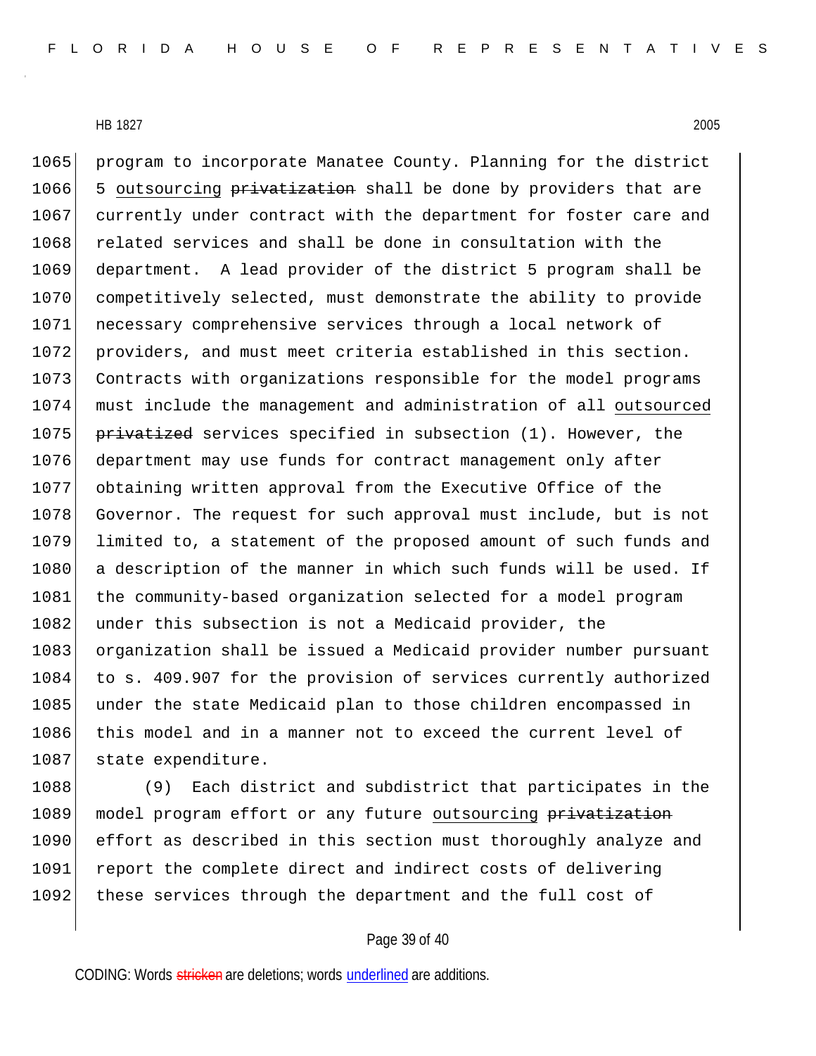program to incorporate Manatee County. Planning for the district 5 <u>outsourcing</u> ~~privatization~~ shall be done by providers that are currently under contract with the department for foster care and related services and shall be done in consultation with the department. A lead provider of the district 5 program shall be competitively selected, must demonstrate the ability to provide necessary comprehensive services through a local network of providers, and must meet criteria established in this section. Contracts with organizations responsible for the model programs must include the management and administration of all <u>outsourced</u> ~~privatized~~ services specified in subsection (1). However, the department may use funds for contract management only after obtaining written approval from the Executive Office of the Governor. The request for such approval must include, but is not limited to, a statement of the proposed amount of such funds and a description of the manner in which such funds will be used. If the community-based organization selected for a model program under this subsection is not a Medicaid provider, the organization shall be issued a Medicaid provider number pursuant to s. 409.907 for the provision of services currently authorized under the state Medicaid plan to those children encompassed in this model and in a manner not to exceed the current level of state expenditure.

(9) Each district and subdistrict that participates in the model program effort or any future <u>outsourcing</u> ~~privatization~~ effort as described in this section must thoroughly analyze and report the complete direct and indirect costs of delivering these services through the department and the full cost of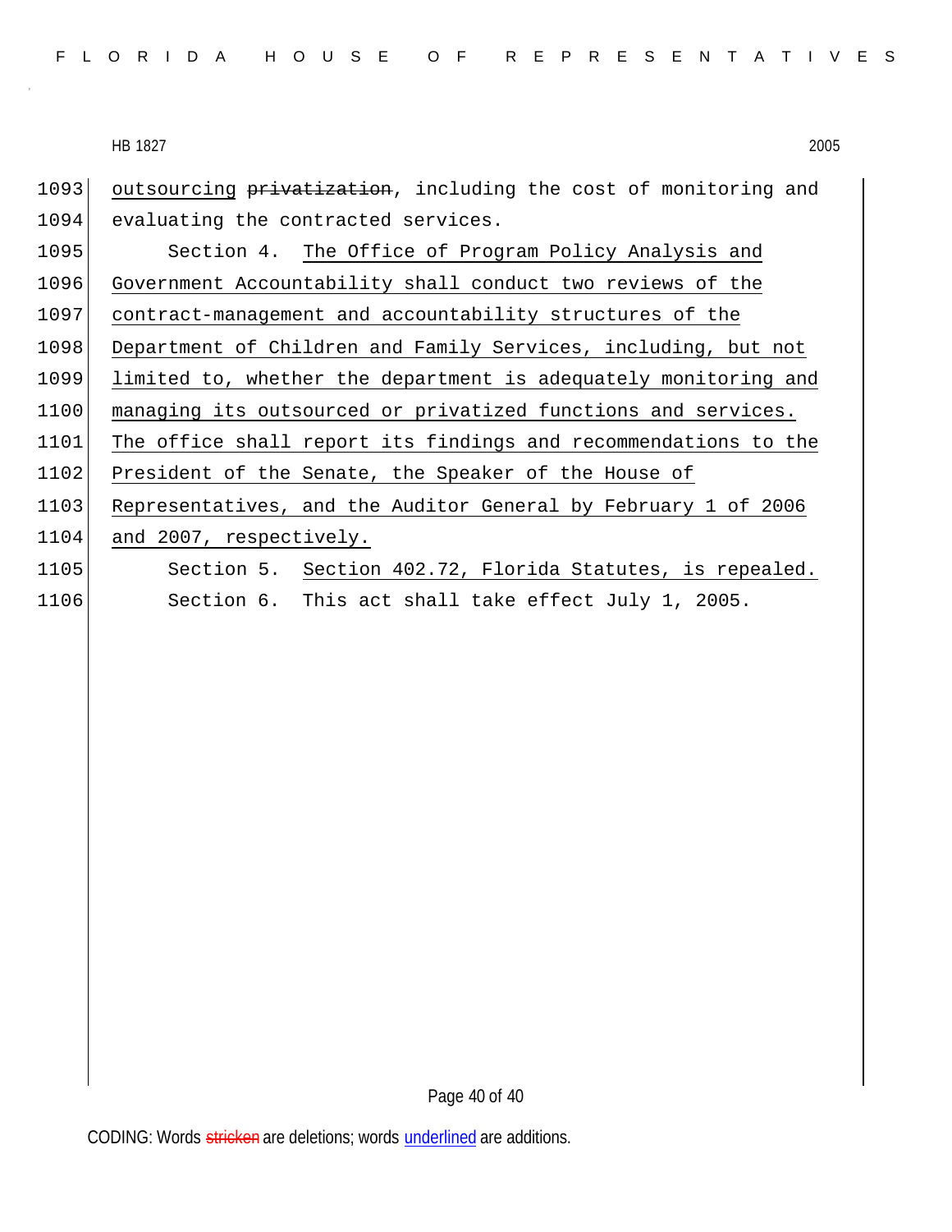outsourcing ~~privatization~~, including the cost of monitoring and evaluating the contracted services.

Section 4. The Office of Program Policy Analysis and Government Accountability shall conduct two reviews of the contract-management and accountability structures of the Department of Children and Family Services, including, but not limited to, whether the department is adequately monitoring and managing its outsourced or privatized functions and services. The office shall report its findings and recommendations to the President of the Senate, the Speaker of the House of Representatives, and the Auditor General by February 1 of 2006 and 2007, respectively.

Section 5. Section 402.72, Florida Statutes, is repealed.

Section 6. This act shall take effect July 1, 2005.

CODING: Words ~~stricken~~ are deletions; words underlined are additions.